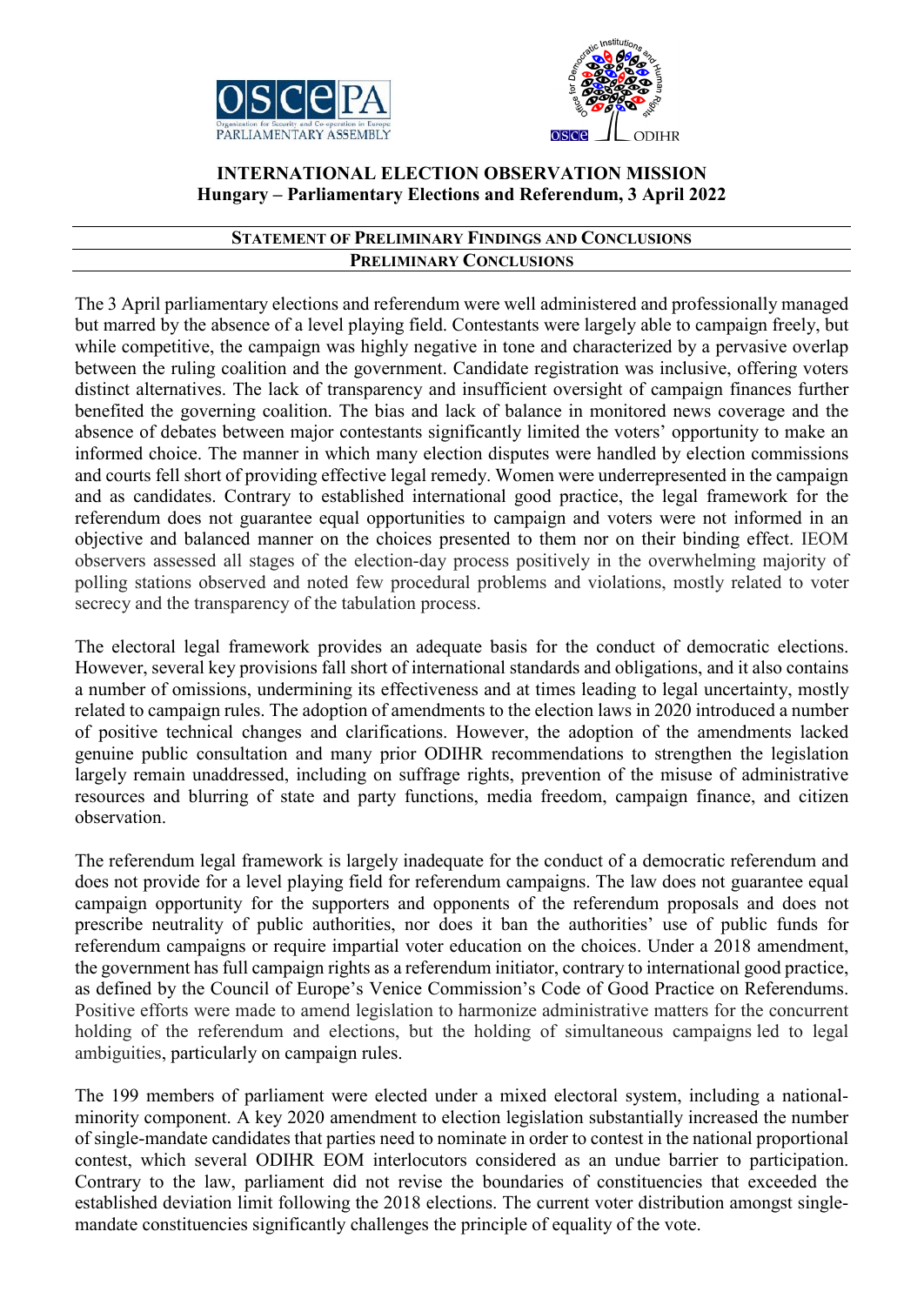# INTERNATIONAL ELECTION OBSERVATION MISSION
## Hungary – Parliamentary Elections and Referendum, 3 April 2022

### STATEMENT OF PRELIMINARY FINDINGS AND CONCLUSIONS

### PRELIMINARY CONCLUSIONS

The 3 April parliamentary elections and referendum were well administered and professionally managed but marred by the absence of a level playing field. Contestants were largely able to campaign freely, but while competitive, the campaign was highly negative in tone and characterized by a pervasive overlap between the ruling coalition and the government. Candidate registration was inclusive, offering voters distinct alternatives. The lack of transparency and insufficient oversight of campaign finances further benefited the governing coalition. The bias and lack of balance in monitored news coverage and the absence of debates between major contestants significantly limited the voters' opportunity to make an informed choice. The manner in which many election disputes were handled by election commissions and courts fell short of providing effective legal remedy. Women were underrepresented in the campaign and as candidates. Contrary to established international good practice, the legal framework for the referendum does not guarantee equal opportunities to campaign and voters were not informed in an objective and balanced manner on the choices presented to them nor on their binding effect. IEOM observers assessed all stages of the election-day process positively in the overwhelming majority of polling stations observed and noted few procedural problems and violations, mostly related to voter secrecy and the transparency of the tabulation process.

The electoral legal framework provides an adequate basis for the conduct of democratic elections. However, several key provisions fall short of international standards and obligations, and it also contains a number of omissions, undermining its effectiveness and at times leading to legal uncertainty, mostly related to campaign rules. The adoption of amendments to the election laws in 2020 introduced a number of positive technical changes and clarifications. However, the adoption of the amendments lacked genuine public consultation and many prior ODIHR recommendations to strengthen the legislation largely remain unaddressed, including on suffrage rights, prevention of the misuse of administrative resources and blurring of state and party functions, media freedom, campaign finance, and citizen observation.

The referendum legal framework is largely inadequate for the conduct of a democratic referendum and does not provide for a level playing field for referendum campaigns. The law does not guarantee equal campaign opportunity for the supporters and opponents of the referendum proposals and does not prescribe neutrality of public authorities, nor does it ban the authorities' use of public funds for referendum campaigns or require impartial voter education on the choices. Under a 2018 amendment, the government has full campaign rights as a referendum initiator, contrary to international good practice, as defined by the Council of Europe's Venice Commission's Code of Good Practice on Referendums. Positive efforts were made to amend legislation to harmonize administrative matters for the concurrent holding of the referendum and elections, but the holding of simultaneous campaigns led to legal ambiguities, particularly on campaign rules.

The 199 members of parliament were elected under a mixed electoral system, including a national-minority component. A key 2020 amendment to election legislation substantially increased the number of single-mandate candidates that parties need to nominate in order to contest in the national proportional contest, which several ODIHR EOM interlocutors considered as an undue barrier to participation. Contrary to the law, parliament did not revise the boundaries of constituencies that exceeded the established deviation limit following the 2018 elections. The current voter distribution amongst single-mandate constituencies significantly challenges the principle of equality of the vote.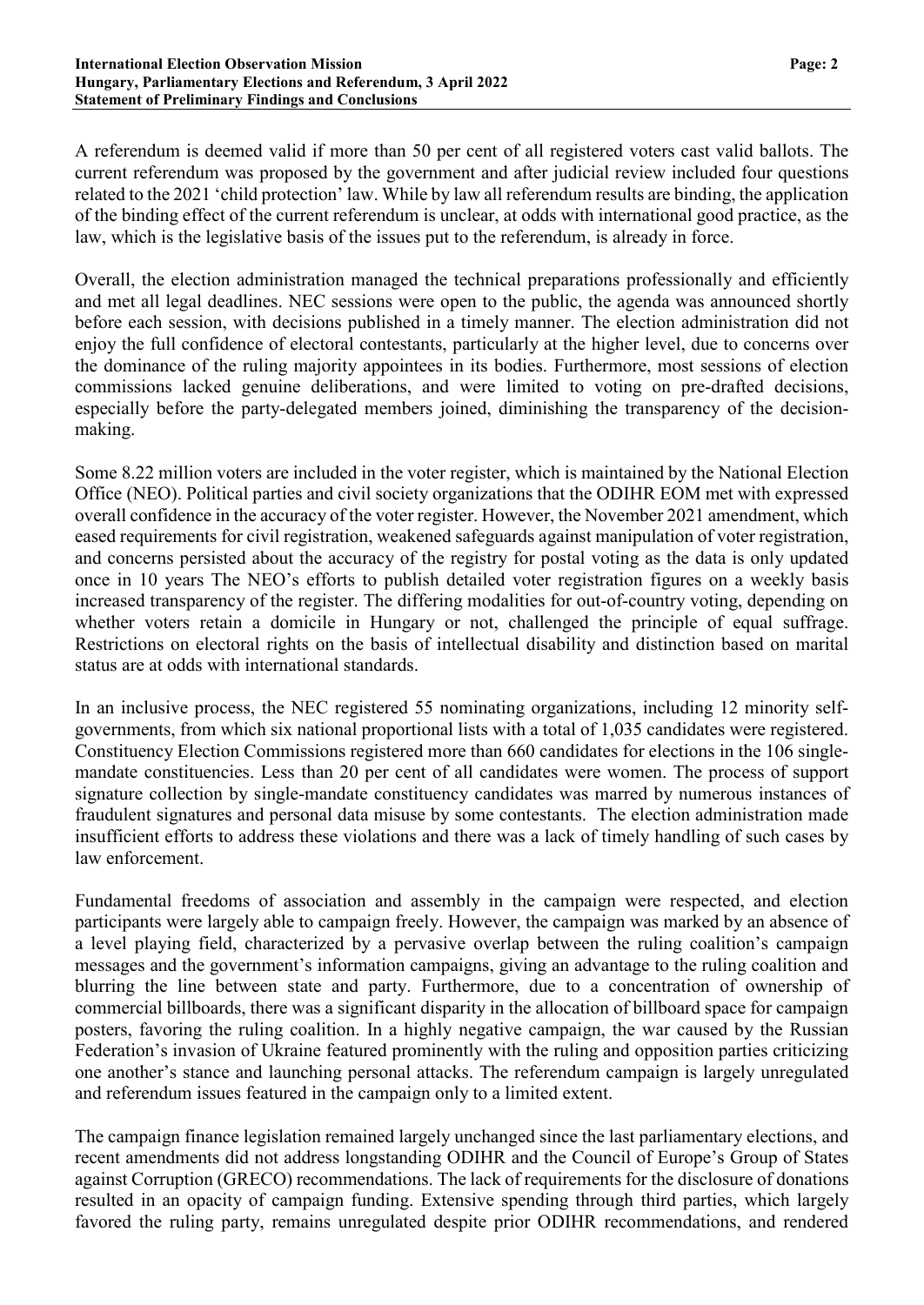A referendum is deemed valid if more than 50 per cent of all registered voters cast valid ballots. The current referendum was proposed by the government and after judicial review included four questions related to the 2021 'child protection' law. While by law all referendum results are binding, the application of the binding effect of the current referendum is unclear, at odds with international good practice, as the law, which is the legislative basis of the issues put to the referendum, is already in force.

Overall, the election administration managed the technical preparations professionally and efficiently and met all legal deadlines. NEC sessions were open to the public, the agenda was announced shortly before each session, with decisions published in a timely manner. The election administration did not enjoy the full confidence of electoral contestants, particularly at the higher level, due to concerns over the dominance of the ruling majority appointees in its bodies. Furthermore, most sessions of election commissions lacked genuine deliberations, and were limited to voting on pre-drafted decisions, especially before the party-delegated members joined, diminishing the transparency of the decision-making.

Some 8.22 million voters are included in the voter register, which is maintained by the National Election Office (NEO). Political parties and civil society organizations that the ODIHR EOM met with expressed overall confidence in the accuracy of the voter register. However, the November 2021 amendment, which eased requirements for civil registration, weakened safeguards against manipulation of voter registration, and concerns persisted about the accuracy of the registry for postal voting as the data is only updated once in 10 years The NEO's efforts to publish detailed voter registration figures on a weekly basis increased transparency of the register. The differing modalities for out-of-country voting, depending on whether voters retain a domicile in Hungary or not, challenged the principle of equal suffrage. Restrictions on electoral rights on the basis of intellectual disability and distinction based on marital status are at odds with international standards.

In an inclusive process, the NEC registered 55 nominating organizations, including 12 minority self-governments, from which six national proportional lists with a total of 1,035 candidates were registered. Constituency Election Commissions registered more than 660 candidates for elections in the 106 single-mandate constituencies. Less than 20 per cent of all candidates were women. The process of support signature collection by single-mandate constituency candidates was marred by numerous instances of fraudulent signatures and personal data misuse by some contestants. The election administration made insufficient efforts to address these violations and there was a lack of timely handling of such cases by law enforcement.

Fundamental freedoms of association and assembly in the campaign were respected, and election participants were largely able to campaign freely. However, the campaign was marked by an absence of a level playing field, characterized by a pervasive overlap between the ruling coalition's campaign messages and the government's information campaigns, giving an advantage to the ruling coalition and blurring the line between state and party. Furthermore, due to a concentration of ownership of commercial billboards, there was a significant disparity in the allocation of billboard space for campaign posters, favoring the ruling coalition. In a highly negative campaign, the war caused by the Russian Federation's invasion of Ukraine featured prominently with the ruling and opposition parties criticizing one another's stance and launching personal attacks. The referendum campaign is largely unregulated and referendum issues featured in the campaign only to a limited extent.

The campaign finance legislation remained largely unchanged since the last parliamentary elections, and recent amendments did not address longstanding ODIHR and the Council of Europe's Group of States against Corruption (GRECO) recommendations. The lack of requirements for the disclosure of donations resulted in an opacity of campaign funding. Extensive spending through third parties, which largely favored the ruling party, remains unregulated despite prior ODIHR recommendations, and rendered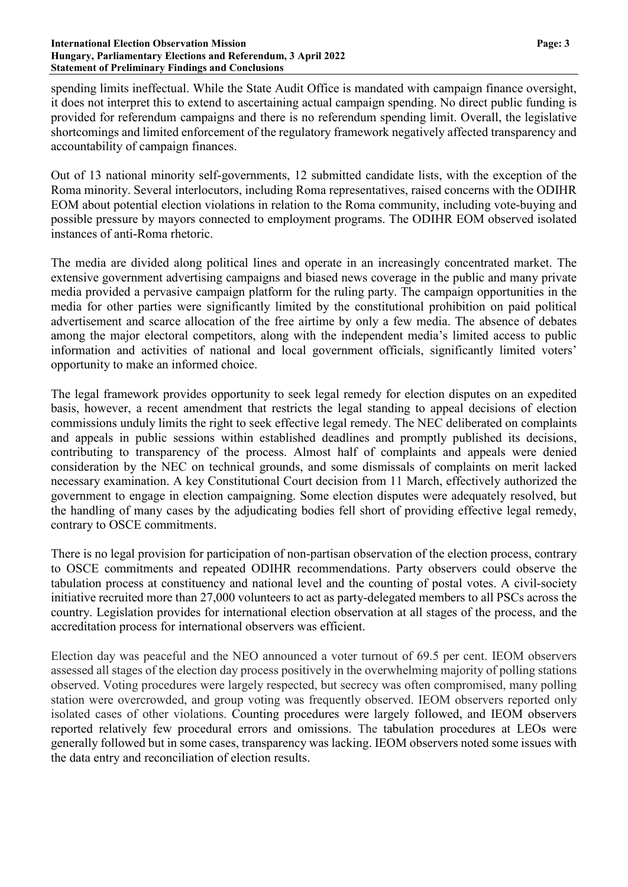spending limits ineffectual. While the State Audit Office is mandated with campaign finance oversight, it does not interpret this to extend to ascertaining actual campaign spending. No direct public funding is provided for referendum campaigns and there is no referendum spending limit. Overall, the legislative shortcomings and limited enforcement of the regulatory framework negatively affected transparency and accountability of campaign finances.

Out of 13 national minority self-governments, 12 submitted candidate lists, with the exception of the Roma minority. Several interlocutors, including Roma representatives, raised concerns with the ODIHR EOM about potential election violations in relation to the Roma community, including vote-buying and possible pressure by mayors connected to employment programs. The ODIHR EOM observed isolated instances of anti-Roma rhetoric.

The media are divided along political lines and operate in an increasingly concentrated market. The extensive government advertising campaigns and biased news coverage in the public and many private media provided a pervasive campaign platform for the ruling party. The campaign opportunities in the media for other parties were significantly limited by the constitutional prohibition on paid political advertisement and scarce allocation of the free airtime by only a few media. The absence of debates among the major electoral competitors, along with the independent media's limited access to public information and activities of national and local government officials, significantly limited voters' opportunity to make an informed choice.

The legal framework provides opportunity to seek legal remedy for election disputes on an expedited basis, however, a recent amendment that restricts the legal standing to appeal decisions of election commissions unduly limits the right to seek effective legal remedy. The NEC deliberated on complaints and appeals in public sessions within established deadlines and promptly published its decisions, contributing to transparency of the process. Almost half of complaints and appeals were denied consideration by the NEC on technical grounds, and some dismissals of complaints on merit lacked necessary examination. A key Constitutional Court decision from 11 March, effectively authorized the government to engage in election campaigning. Some election disputes were adequately resolved, but the handling of many cases by the adjudicating bodies fell short of providing effective legal remedy, contrary to OSCE commitments.

There is no legal provision for participation of non-partisan observation of the election process, contrary to OSCE commitments and repeated ODIHR recommendations. Party observers could observe the tabulation process at constituency and national level and the counting of postal votes. A civil-society initiative recruited more than 27,000 volunteers to act as party-delegated members to all PSCs across the country. Legislation provides for international election observation at all stages of the process, and the accreditation process for international observers was efficient.

Election day was peaceful and the NEO announced a voter turnout of 69.5 per cent. IEOM observers assessed all stages of the election day process positively in the overwhelming majority of polling stations observed. Voting procedures were largely respected, but secrecy was often compromised, many polling station were overcrowded, and group voting was frequently observed. IEOM observers reported only isolated cases of other violations. Counting procedures were largely followed, and IEOM observers reported relatively few procedural errors and omissions. The tabulation procedures at LEOs were generally followed but in some cases, transparency was lacking. IEOM observers noted some issues with the data entry and reconciliation of election results.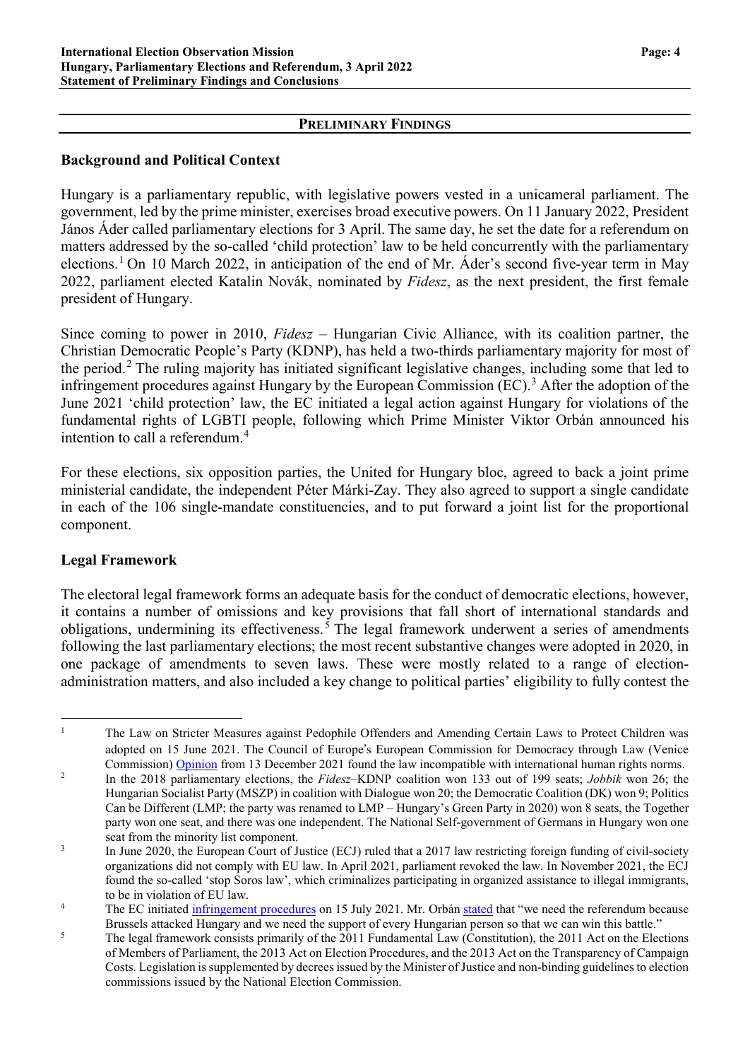## PRELIMINARY FINDINGS

### Background and Political Context

Hungary is a parliamentary republic, with legislative powers vested in a unicameral parliament. The government, led by the prime minister, exercises broad executive powers. On 11 January 2022, President János Áder called parliamentary elections for 3 April. The same day, he set the date for a referendum on matters addressed by the so-called 'child protection' law to be held concurrently with the parliamentary elections.[1] On 10 March 2022, in anticipation of the end of Mr. Áder's second five-year term in May 2022, parliament elected Katalin Novák, nominated by *Fidesz*, as the next president, the first female president of Hungary.

Since coming to power in 2010, *Fidesz* – Hungarian Civic Alliance, with its coalition partner, the Christian Democratic People's Party (KDNP), has held a two-thirds parliamentary majority for most of the period.[2] The ruling majority has initiated significant legislative changes, including some that led to infringement procedures against Hungary by the European Commission (EC).[3] After the adoption of the June 2021 'child protection' law, the EC initiated a legal action against Hungary for violations of the fundamental rights of LGBTI people, following which Prime Minister Viktor Orbán announced his intention to call a referendum.[4]

For these elections, six opposition parties, the United for Hungary bloc, agreed to back a joint prime ministerial candidate, the independent Péter Márki-Zay. They also agreed to support a single candidate in each of the 106 single-mandate constituencies, and to put forward a joint list for the proportional component.

### Legal Framework

The electoral legal framework forms an adequate basis for the conduct of democratic elections, however, it contains a number of omissions and key provisions that fall short of international standards and obligations, undermining its effectiveness.[5] The legal framework underwent a series of amendments following the last parliamentary elections; the most recent substantive changes were adopted in 2020, in one package of amendments to seven laws. These were mostly related to a range of election-administration matters, and also included a key change to political parties' eligibility to fully contest the

---

[1] The Law on Stricter Measures against Pedophile Offenders and Amending Certain Laws to Protect Children was adopted on 15 June 2021. The Council of Europe's European Commission for Democracy through Law (Venice Commission) Opinion from 13 December 2021 found the law incompatible with international human rights norms.

[2] In the 2018 parliamentary elections, the *Fidesz*–KDNP coalition won 133 out of 199 seats; *Jobbik* won 26; the Hungarian Socialist Party (MSZP) in coalition with Dialogue won 20; the Democratic Coalition (DK) won 9; Politics Can be Different (LMP; the party was renamed to LMP – Hungary's Green Party in 2020) won 8 seats, the Together party won one seat, and there was one independent. The National Self-government of Germans in Hungary won one seat from the minority list component.

[3] In June 2020, the European Court of Justice (ECJ) ruled that a 2017 law restricting foreign funding of civil-society organizations did not comply with EU law. In April 2021, parliament revoked the law. In November 2021, the ECJ found the so-called 'stop Soros law', which criminalizes participating in organized assistance to illegal immigrants, to be in violation of EU law.

[4] The EC initiated infringement procedures on 15 July 2021. Mr. Orbán stated that "we need the referendum because Brussels attacked Hungary and we need the support of every Hungarian person so that we can win this battle."

[5] The legal framework consists primarily of the 2011 Fundamental Law (Constitution), the 2011 Act on the Elections of Members of Parliament, the 2013 Act on Election Procedures, and the 2013 Act on the Transparency of Campaign Costs. Legislation is supplemented by decrees issued by the Minister of Justice and non-binding guidelines to election commissions issued by the National Election Commission.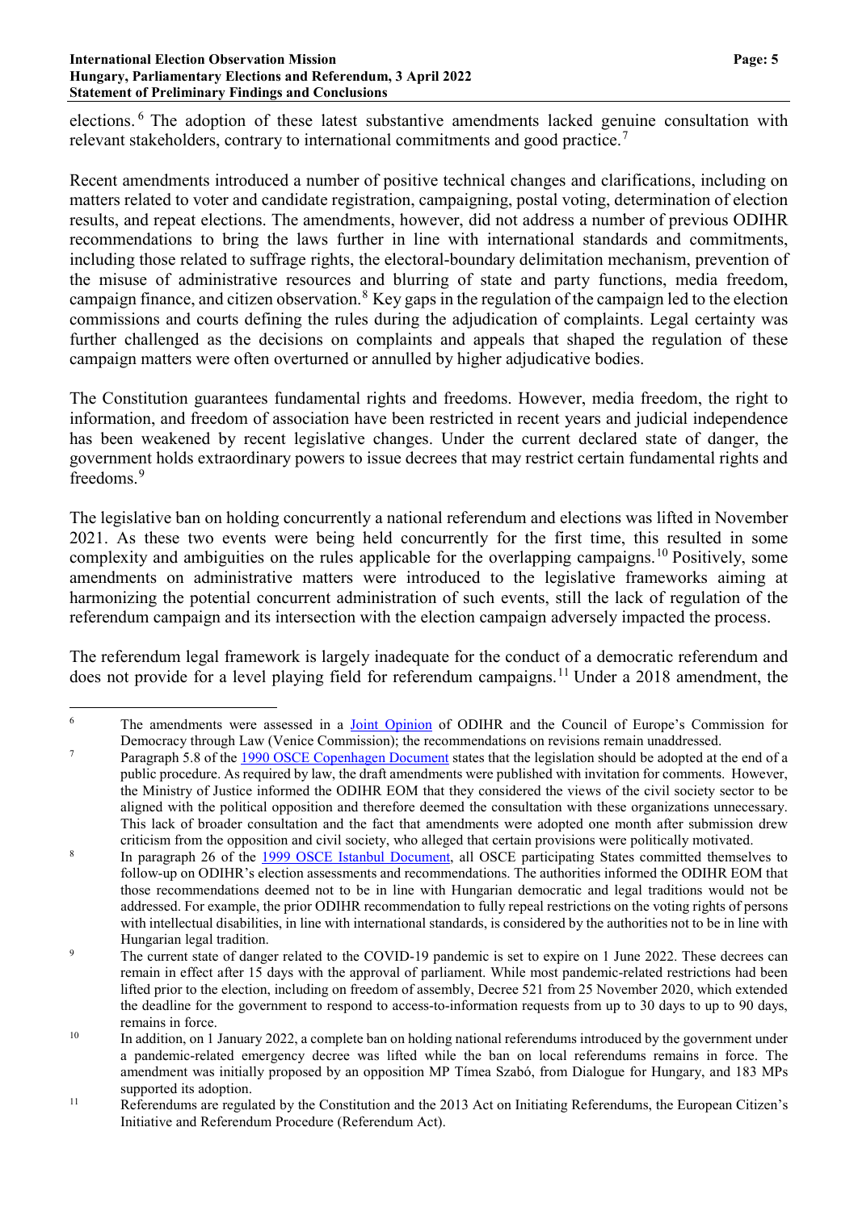elections.[6] The adoption of these latest substantive amendments lacked genuine consultation with relevant stakeholders, contrary to international commitments and good practice.[7]

Recent amendments introduced a number of positive technical changes and clarifications, including on matters related to voter and candidate registration, campaigning, postal voting, determination of election results, and repeat elections. The amendments, however, did not address a number of previous ODIHR recommendations to bring the laws further in line with international standards and commitments, including those related to suffrage rights, the electoral-boundary delimitation mechanism, prevention of the misuse of administrative resources and blurring of state and party functions, media freedom, campaign finance, and citizen observation.[8] Key gaps in the regulation of the campaign led to the election commissions and courts defining the rules during the adjudication of complaints. Legal certainty was further challenged as the decisions on complaints and appeals that shaped the regulation of these campaign matters were often overturned or annulled by higher adjudicative bodies.

The Constitution guarantees fundamental rights and freedoms. However, media freedom, the right to information, and freedom of association have been restricted in recent years and judicial independence has been weakened by recent legislative changes. Under the current declared state of danger, the government holds extraordinary powers to issue decrees that may restrict certain fundamental rights and freedoms.[9]

The legislative ban on holding concurrently a national referendum and elections was lifted in November 2021. As these two events were being held concurrently for the first time, this resulted in some complexity and ambiguities on the rules applicable for the overlapping campaigns.[10] Positively, some amendments on administrative matters were introduced to the legislative frameworks aiming at harmonizing the potential concurrent administration of such events, still the lack of regulation of the referendum campaign and its intersection with the election campaign adversely impacted the process.

The referendum legal framework is largely inadequate for the conduct of a democratic referendum and does not provide for a level playing field for referendum campaigns.[11] Under a 2018 amendment, the

---

[6] The amendments were assessed in a Joint Opinion of ODIHR and the Council of Europe's Commission for Democracy through Law (Venice Commission); the recommendations on revisions remain unaddressed.

[7] Paragraph 5.8 of the 1990 OSCE Copenhagen Document states that the legislation should be adopted at the end of a public procedure. As required by law, the draft amendments were published with invitation for comments. However, the Ministry of Justice informed the ODIHR EOM that they considered the views of the civil society sector to be aligned with the political opposition and therefore deemed the consultation with these organizations unnecessary. This lack of broader consultation and the fact that amendments were adopted one month after submission drew criticism from the opposition and civil society, who alleged that certain provisions were politically motivated.

[8] In paragraph 26 of the 1999 OSCE Istanbul Document, all OSCE participating States committed themselves to follow-up on ODIHR's election assessments and recommendations. The authorities informed the ODIHR EOM that those recommendations deemed not to be in line with Hungarian democratic and legal traditions would not be addressed. For example, the prior ODIHR recommendation to fully repeal restrictions on the voting rights of persons with intellectual disabilities, in line with international standards, is considered by the authorities not to be in line with Hungarian legal tradition.

[9] The current state of danger related to the COVID-19 pandemic is set to expire on 1 June 2022. These decrees can remain in effect after 15 days with the approval of parliament. While most pandemic-related restrictions had been lifted prior to the election, including on freedom of assembly, Decree 521 from 25 November 2020, which extended the deadline for the government to respond to access-to-information requests from up to 30 days to up to 90 days, remains in force.

[10] In addition, on 1 January 2022, a complete ban on holding national referendums introduced by the government under a pandemic-related emergency decree was lifted while the ban on local referendums remains in force. The amendment was initially proposed by an opposition MP Tímea Szabó, from Dialogue for Hungary, and 183 MPs supported its adoption.

[11] Referendums are regulated by the Constitution and the 2013 Act on Initiating Referendums, the European Citizen's Initiative and Referendum Procedure (Referendum Act).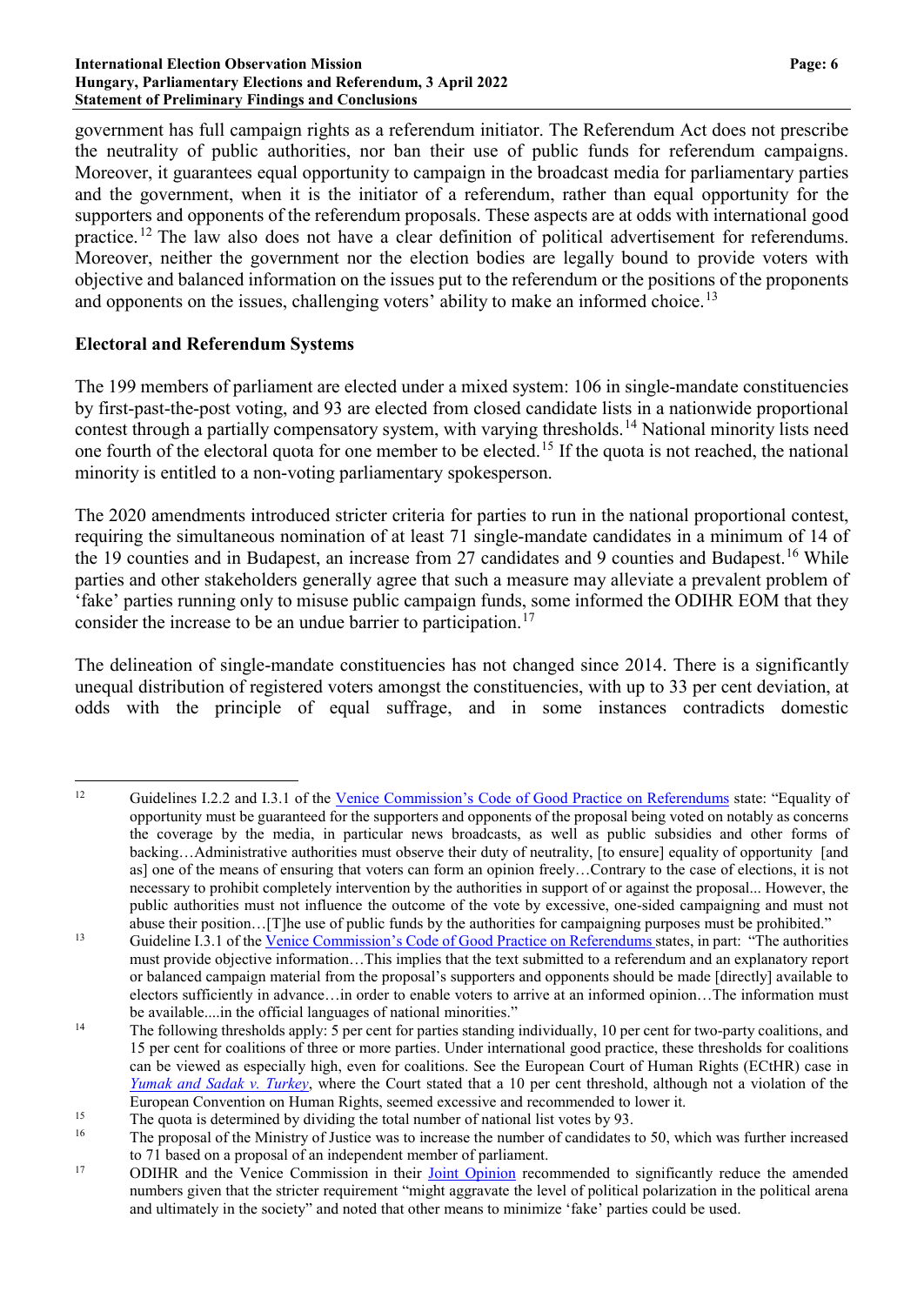government has full campaign rights as a referendum initiator. The Referendum Act does not prescribe the neutrality of public authorities, nor ban their use of public funds for referendum campaigns. Moreover, it guarantees equal opportunity to campaign in the broadcast media for parliamentary parties and the government, when it is the initiator of a referendum, rather than equal opportunity for the supporters and opponents of the referendum proposals. These aspects are at odds with international good practice.[12] The law also does not have a clear definition of political advertisement for referendums. Moreover, neither the government nor the election bodies are legally bound to provide voters with objective and balanced information on the issues put to the referendum or the positions of the proponents and opponents on the issues, challenging voters' ability to make an informed choice.[13]

## Electoral and Referendum Systems

The 199 members of parliament are elected under a mixed system: 106 in single-mandate constituencies by first-past-the-post voting, and 93 are elected from closed candidate lists in a nationwide proportional contest through a partially compensatory system, with varying thresholds.[14] National minority lists need one fourth of the electoral quota for one member to be elected.[15] If the quota is not reached, the national minority is entitled to a non-voting parliamentary spokesperson.

The 2020 amendments introduced stricter criteria for parties to run in the national proportional contest, requiring the simultaneous nomination of at least 71 single-mandate candidates in a minimum of 14 of the 19 counties and in Budapest, an increase from 27 candidates and 9 counties and Budapest.[16] While parties and other stakeholders generally agree that such a measure may alleviate a prevalent problem of 'fake' parties running only to misuse public campaign funds, some informed the ODIHR EOM that they consider the increase to be an undue barrier to participation.[17]

The delineation of single-mandate constituencies has not changed since 2014. There is a significantly unequal distribution of registered voters amongst the constituencies, with up to 33 per cent deviation, at odds with the principle of equal suffrage, and in some instances contradicts domestic

---

[12] Guidelines I.2.2 and I.3.1 of the [Venice Commission's Code of Good Practice on Referendums] state: "Equality of opportunity must be guaranteed for the supporters and opponents of the proposal being voted on notably as concerns the coverage by the media, in particular news broadcasts, as well as public subsidies and other forms of backing…Administrative authorities must observe their duty of neutrality, [to ensure] equality of opportunity [and as] one of the means of ensuring that voters can form an opinion freely…Contrary to the case of elections, it is not necessary to prohibit completely intervention by the authorities in support of or against the proposal... However, the public authorities must not influence the outcome of the vote by excessive, one-sided campaigning and must not abuse their position…[T]he use of public funds by the authorities for campaigning purposes must be prohibited."

[13] Guideline I.3.1 of the [Venice Commission's Code of Good Practice on Referendums] states, in part: "The authorities must provide objective information…This implies that the text submitted to a referendum and an explanatory report or balanced campaign material from the proposal's supporters and opponents should be made [directly] available to electors sufficiently in advance…in order to enable voters to arrive at an informed opinion…The information must be available....in the official languages of national minorities."

[14] The following thresholds apply: 5 per cent for parties standing individually, 10 per cent for two-party coalitions, and 15 per cent for coalitions of three or more parties. Under international good practice, these thresholds for coalitions can be viewed as especially high, even for coalitions. See the European Court of Human Rights (ECtHR) case in *Yumak and Sadak v. Turkey*, where the Court stated that a 10 per cent threshold, although not a violation of the European Convention on Human Rights, seemed excessive and recommended to lower it.

[15] The quota is determined by dividing the total number of national list votes by 93.

[16] The proposal of the Ministry of Justice was to increase the number of candidates to 50, which was further increased to 71 based on a proposal of an independent member of parliament.

[17] ODIHR and the Venice Commission in their [Joint Opinion] recommended to significantly reduce the amended numbers given that the stricter requirement "might aggravate the level of political polarization in the political arena and ultimately in the society" and noted that other means to minimize 'fake' parties could be used.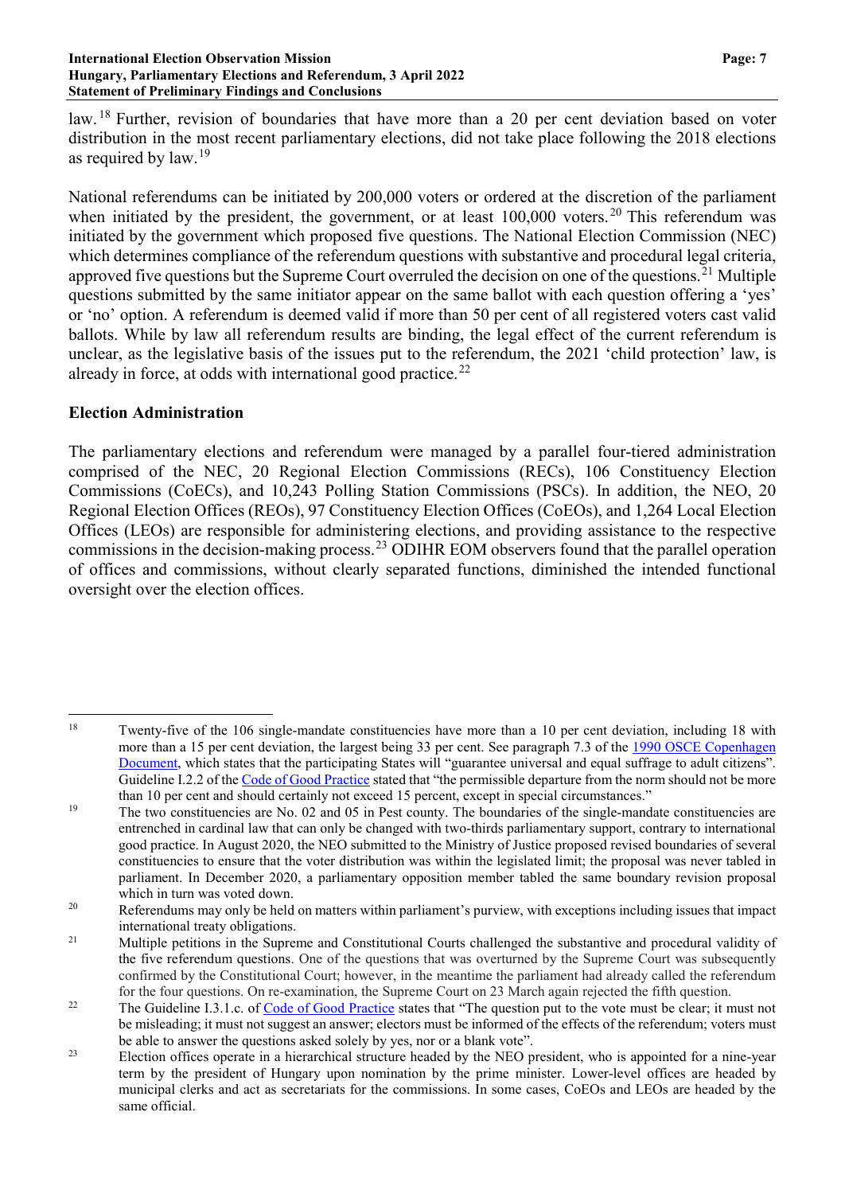law.[18] Further, revision of boundaries that have more than a 20 per cent deviation based on voter distribution in the most recent parliamentary elections, did not take place following the 2018 elections as required by law.[19]

National referendums can be initiated by 200,000 voters or ordered at the discretion of the parliament when initiated by the president, the government, or at least 100,000 voters.[20] This referendum was initiated by the government which proposed five questions. The National Election Commission (NEC) which determines compliance of the referendum questions with substantive and procedural legal criteria, approved five questions but the Supreme Court overruled the decision on one of the questions.[21] Multiple questions submitted by the same initiator appear on the same ballot with each question offering a 'yes' or 'no' option. A referendum is deemed valid if more than 50 per cent of all registered voters cast valid ballots. While by law all referendum results are binding, the legal effect of the current referendum is unclear, as the legislative basis of the issues put to the referendum, the 2021 'child protection' law, is already in force, at odds with international good practice.[22]

## Election Administration

The parliamentary elections and referendum were managed by a parallel four-tiered administration comprised of the NEC, 20 Regional Election Commissions (RECs), 106 Constituency Election Commissions (CoECs), and 10,243 Polling Station Commissions (PSCs). In addition, the NEO, 20 Regional Election Offices (REOs), 97 Constituency Election Offices (CoEOs), and 1,264 Local Election Offices (LEOs) are responsible for administering elections, and providing assistance to the respective commissions in the decision-making process.[23] ODIHR EOM observers found that the parallel operation of offices and commissions, without clearly separated functions, diminished the intended functional oversight over the election offices.

---

[18] Twenty-five of the 106 single-mandate constituencies have more than a 10 per cent deviation, including 18 with more than a 15 per cent deviation, the largest being 33 per cent. See paragraph 7.3 of the 1990 OSCE Copenhagen Document, which states that the participating States will "guarantee universal and equal suffrage to adult citizens". Guideline I.2.2 of the Code of Good Practice stated that "the permissible departure from the norm should not be more than 10 per cent and should certainly not exceed 15 percent, except in special circumstances."

[19] The two constituencies are No. 02 and 05 in Pest county. The boundaries of the single-mandate constituencies are entrenched in cardinal law that can only be changed with two-thirds parliamentary support, contrary to international good practice. In August 2020, the NEO submitted to the Ministry of Justice proposed revised boundaries of several constituencies to ensure that the voter distribution was within the legislated limit; the proposal was never tabled in parliament. In December 2020, a parliamentary opposition member tabled the same boundary revision proposal which in turn was voted down.

[20] Referendums may only be held on matters within parliament's purview, with exceptions including issues that impact international treaty obligations.

[21] Multiple petitions in the Supreme and Constitutional Courts challenged the substantive and procedural validity of the five referendum questions. One of the questions that was overturned by the Supreme Court was subsequently confirmed by the Constitutional Court; however, in the meantime the parliament had already called the referendum for the four questions. On re-examination, the Supreme Court on 23 March again rejected the fifth question.

[22] The Guideline I.3.1.c. of Code of Good Practice states that "The question put to the vote must be clear; it must not be misleading; it must not suggest an answer; electors must be informed of the effects of the referendum; voters must be able to answer the questions asked solely by yes, nor or a blank vote".

[23] Election offices operate in a hierarchical structure headed by the NEO president, who is appointed for a nine-year term by the president of Hungary upon nomination by the prime minister. Lower-level offices are headed by municipal clerks and act as secretariats for the commissions. In some cases, CoEOs and LEOs are headed by the same official.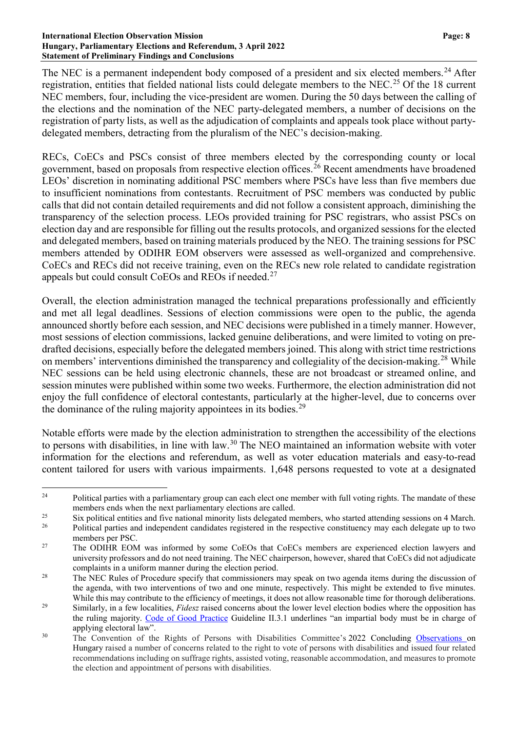The NEC is a permanent independent body composed of a president and six elected members.[24] After registration, entities that fielded national lists could delegate members to the NEC.[25] Of the 18 current NEC members, four, including the vice-president are women. During the 50 days between the calling of the elections and the nomination of the NEC party-delegated members, a number of decisions on the registration of party lists, as well as the adjudication of complaints and appeals took place without party-delegated members, detracting from the pluralism of the NEC's decision-making.

RECs, CoECs and PSCs consist of three members elected by the corresponding county or local government, based on proposals from respective election offices.[26] Recent amendments have broadened LEOs' discretion in nominating additional PSC members where PSCs have less than five members due to insufficient nominations from contestants. Recruitment of PSC members was conducted by public calls that did not contain detailed requirements and did not follow a consistent approach, diminishing the transparency of the selection process. LEOs provided training for PSC registrars, who assist PSCs on election day and are responsible for filling out the results protocols, and organized sessions for the elected and delegated members, based on training materials produced by the NEO. The training sessions for PSC members attended by ODIHR EOM observers were assessed as well-organized and comprehensive. CoECs and RECs did not receive training, even on the RECs new role related to candidate registration appeals but could consult CoEOs and REOs if needed.[27]

Overall, the election administration managed the technical preparations professionally and efficiently and met all legal deadlines. Sessions of election commissions were open to the public, the agenda announced shortly before each session, and NEC decisions were published in a timely manner. However, most sessions of election commissions, lacked genuine deliberations, and were limited to voting on pre-drafted decisions, especially before the delegated members joined. This along with strict time restrictions on members' interventions diminished the transparency and collegiality of the decision-making.[28] While NEC sessions can be held using electronic channels, these are not broadcast or streamed online, and session minutes were published within some two weeks. Furthermore, the election administration did not enjoy the full confidence of electoral contestants, particularly at the higher-level, due to concerns over the dominance of the ruling majority appointees in its bodies.[29]

Notable efforts were made by the election administration to strengthen the accessibility of the elections to persons with disabilities, in line with law.[30] The NEO maintained an information website with voter information for the elections and referendum, as well as voter education materials and easy-to-read content tailored for users with various impairments. 1,648 persons requested to vote at a designated

---

[24] Political parties with a parliamentary group can each elect one member with full voting rights. The mandate of these members ends when the next parliamentary elections are called.

[25] Six political entities and five national minority lists delegated members, who started attending sessions on 4 March.

[26] Political parties and independent candidates registered in the respective constituency may each delegate up to two members per PSC.

[27] The ODIHR EOM was informed by some CoEOs that CoECs members are experienced election lawyers and university professors and do not need training. The NEC chairperson, however, shared that CoECs did not adjudicate complaints in a uniform manner during the election period.

[28] The NEC Rules of Procedure specify that commissioners may speak on two agenda items during the discussion of the agenda, with two interventions of two and one minute, respectively. This might be extended to five minutes. While this may contribute to the efficiency of meetings, it does not allow reasonable time for thorough deliberations.

[29] Similarly, in a few localities, *Fidesz* raised concerns about the lower level election bodies where the opposition has the ruling majority. Code of Good Practice Guideline II.3.1 underlines "an impartial body must be in charge of applying electoral law".

[30] The Convention of the Rights of Persons with Disabilities Committee's 2022 Concluding Observations on Hungary raised a number of concerns related to the right to vote of persons with disabilities and issued four related recommendations including on suffrage rights, assisted voting, reasonable accommodation, and measures to promote the election and appointment of persons with disabilities.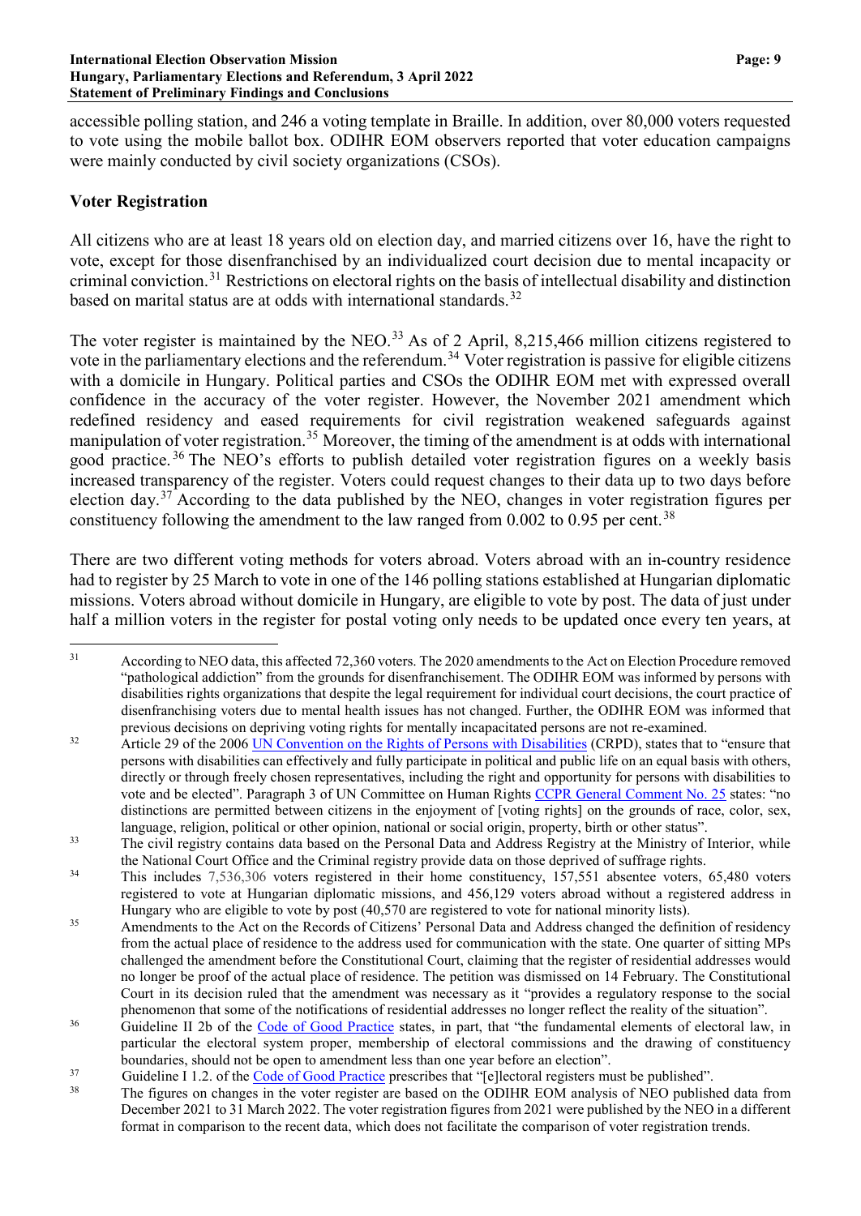accessible polling station, and 246 a voting template in Braille. In addition, over 80,000 voters requested to vote using the mobile ballot box. ODIHR EOM observers reported that voter education campaigns were mainly conducted by civil society organizations (CSOs).

**Voter Registration**

All citizens who are at least 18 years old on election day, and married citizens over 16, have the right to vote, except for those disenfranchised by an individualized court decision due to mental incapacity or criminal conviction.[31] Restrictions on electoral rights on the basis of intellectual disability and distinction based on marital status are at odds with international standards.[32]

The voter register is maintained by the NEO.[33] As of 2 April, 8,215,466 million citizens registered to vote in the parliamentary elections and the referendum.[34] Voter registration is passive for eligible citizens with a domicile in Hungary. Political parties and CSOs the ODIHR EOM met with expressed overall confidence in the accuracy of the voter register. However, the November 2021 amendment which redefined residency and eased requirements for civil registration weakened safeguards against manipulation of voter registration.[35] Moreover, the timing of the amendment is at odds with international good practice.[36] The NEO's efforts to publish detailed voter registration figures on a weekly basis increased transparency of the register. Voters could request changes to their data up to two days before election day.[37] According to the data published by the NEO, changes in voter registration figures per constituency following the amendment to the law ranged from 0.002 to 0.95 per cent.[38]

There are two different voting methods for voters abroad. Voters abroad with an in-country residence had to register by 25 March to vote in one of the 146 polling stations established at Hungarian diplomatic missions. Voters abroad without domicile in Hungary, are eligible to vote by post. The data of just under half a million voters in the register for postal voting only needs to be updated once every ten years, at

---

[31] According to NEO data, this affected 72,360 voters. The 2020 amendments to the Act on Election Procedure removed "pathological addiction" from the grounds for disenfranchisement. The ODIHR EOM was informed by persons with disabilities rights organizations that despite the legal requirement for individual court decisions, the court practice of disenfranchising voters due to mental health issues has not changed. Further, the ODIHR EOM was informed that previous decisions on depriving voting rights for mentally incapacitated persons are not re-examined.

[32] Article 29 of the 2006 UN Convention on the Rights of Persons with Disabilities (CRPD), states that to "ensure that persons with disabilities can effectively and fully participate in political and public life on an equal basis with others, directly or through freely chosen representatives, including the right and opportunity for persons with disabilities to vote and be elected". Paragraph 3 of UN Committee on Human Rights CCPR General Comment No. 25 states: "no distinctions are permitted between citizens in the enjoyment of [voting rights] on the grounds of race, color, sex, language, religion, political or other opinion, national or social origin, property, birth or other status".

[33] The civil registry contains data based on the Personal Data and Address Registry at the Ministry of Interior, while the National Court Office and the Criminal registry provide data on those deprived of suffrage rights.

[34] This includes 7,536,306 voters registered in their home constituency, 157,551 absentee voters, 65,480 voters registered to vote at Hungarian diplomatic missions, and 456,129 voters abroad without a registered address in Hungary who are eligible to vote by post (40,570 are registered to vote for national minority lists).

[35] Amendments to the Act on the Records of Citizens' Personal Data and Address changed the definition of residency from the actual place of residence to the address used for communication with the state. One quarter of sitting MPs challenged the amendment before the Constitutional Court, claiming that the register of residential addresses would no longer be proof of the actual place of residence. The petition was dismissed on 14 February. The Constitutional Court in its decision ruled that the amendment was necessary as it "provides a regulatory response to the social phenomenon that some of the notifications of residential addresses no longer reflect the reality of the situation".

[36] Guideline II 2b of the Code of Good Practice states, in part, that "the fundamental elements of electoral law, in particular the electoral system proper, membership of electoral commissions and the drawing of constituency boundaries, should not be open to amendment less than one year before an election".

[37] Guideline I 1.2. of the Code of Good Practice prescribes that "[e]lectoral registers must be published".

[38] The figures on changes in the voter register are based on the ODIHR EOM analysis of NEO published data from December 2021 to 31 March 2022. The voter registration figures from 2021 were published by the NEO in a different format in comparison to the recent data, which does not facilitate the comparison of voter registration trends.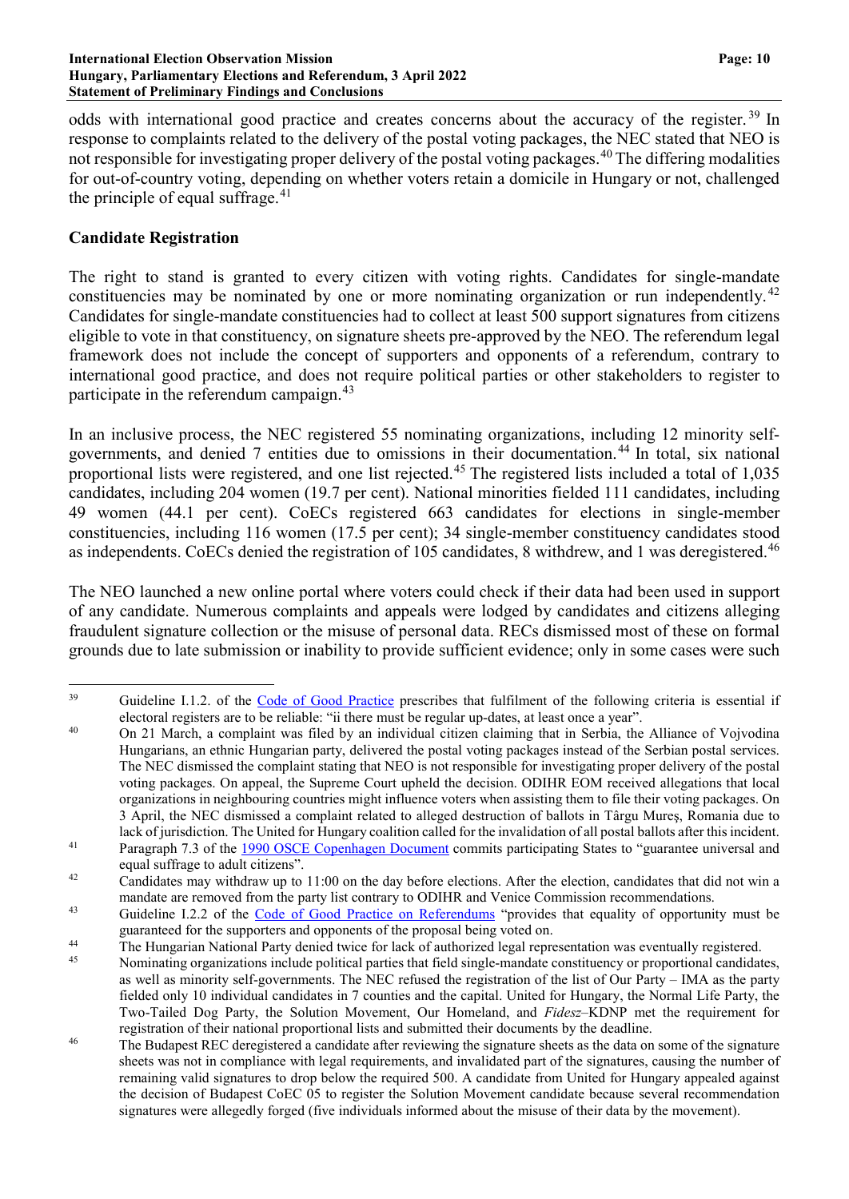odds with international good practice and creates concerns about the accuracy of the register.[39] In response to complaints related to the delivery of the postal voting packages, the NEC stated that NEO is not responsible for investigating proper delivery of the postal voting packages.[40] The differing modalities for out-of-country voting, depending on whether voters retain a domicile in Hungary or not, challenged the principle of equal suffrage.[41]

## Candidate Registration

The right to stand is granted to every citizen with voting rights. Candidates for single-mandate constituencies may be nominated by one or more nominating organization or run independently.[42] Candidates for single-mandate constituencies had to collect at least 500 support signatures from citizens eligible to vote in that constituency, on signature sheets pre-approved by the NEO. The referendum legal framework does not include the concept of supporters and opponents of a referendum, contrary to international good practice, and does not require political parties or other stakeholders to register to participate in the referendum campaign.[43]

In an inclusive process, the NEC registered 55 nominating organizations, including 12 minority self-governments, and denied 7 entities due to omissions in their documentation.[44] In total, six national proportional lists were registered, and one list rejected.[45] The registered lists included a total of 1,035 candidates, including 204 women (19.7 per cent). National minorities fielded 111 candidates, including 49 women (44.1 per cent). CoECs registered 663 candidates for elections in single-member constituencies, including 116 women (17.5 per cent); 34 single-member constituency candidates stood as independents. CoECs denied the registration of 105 candidates, 8 withdrew, and 1 was deregistered.[46]

The NEO launched a new online portal where voters could check if their data had been used in support of any candidate. Numerous complaints and appeals were lodged by candidates and citizens alleging fraudulent signature collection or the misuse of personal data. RECs dismissed most of these on formal grounds due to late submission or inability to provide sufficient evidence; only in some cases were such

---

[39] Guideline I.1.2. of the Code of Good Practice prescribes that fulfilment of the following criteria is essential if electoral registers are to be reliable: "ii there must be regular up-dates, at least once a year".

[40] On 21 March, a complaint was filed by an individual citizen claiming that in Serbia, the Alliance of Vojvodina Hungarians, an ethnic Hungarian party, delivered the postal voting packages instead of the Serbian postal services. The NEC dismissed the complaint stating that NEO is not responsible for investigating proper delivery of the postal voting packages. On appeal, the Supreme Court upheld the decision. ODIHR EOM received allegations that local organizations in neighbouring countries might influence voters when assisting them to file their voting packages. On 3 April, the NEC dismissed a complaint related to alleged destruction of ballots in Târgu Mureş, Romania due to lack of jurisdiction. The United for Hungary coalition called for the invalidation of all postal ballots after this incident.

[41] Paragraph 7.3 of the 1990 OSCE Copenhagen Document commits participating States to "guarantee universal and equal suffrage to adult citizens".

[42] Candidates may withdraw up to 11:00 on the day before elections. After the election, candidates that did not win a mandate are removed from the party list contrary to ODIHR and Venice Commission recommendations.

[43] Guideline I.2.2 of the Code of Good Practice on Referendums "provides that equality of opportunity must be guaranteed for the supporters and opponents of the proposal being voted on.

[44] The Hungarian National Party denied twice for lack of authorized legal representation was eventually registered.

[45] Nominating organizations include political parties that field single-mandate constituency or proportional candidates, as well as minority self-governments. The NEC refused the registration of the list of Our Party – IMA as the party fielded only 10 individual candidates in 7 counties and the capital. United for Hungary, the Normal Life Party, the Two-Tailed Dog Party, the Solution Movement, Our Homeland, and *Fidesz*–KDNP met the requirement for registration of their national proportional lists and submitted their documents by the deadline.

[46] The Budapest REC deregistered a candidate after reviewing the signature sheets as the data on some of the signature sheets was not in compliance with legal requirements, and invalidated part of the signatures, causing the number of remaining valid signatures to drop below the required 500. A candidate from United for Hungary appealed against the decision of Budapest CoEC 05 to register the Solution Movement candidate because several recommendation signatures were allegedly forged (five individuals informed about the misuse of their data by the movement).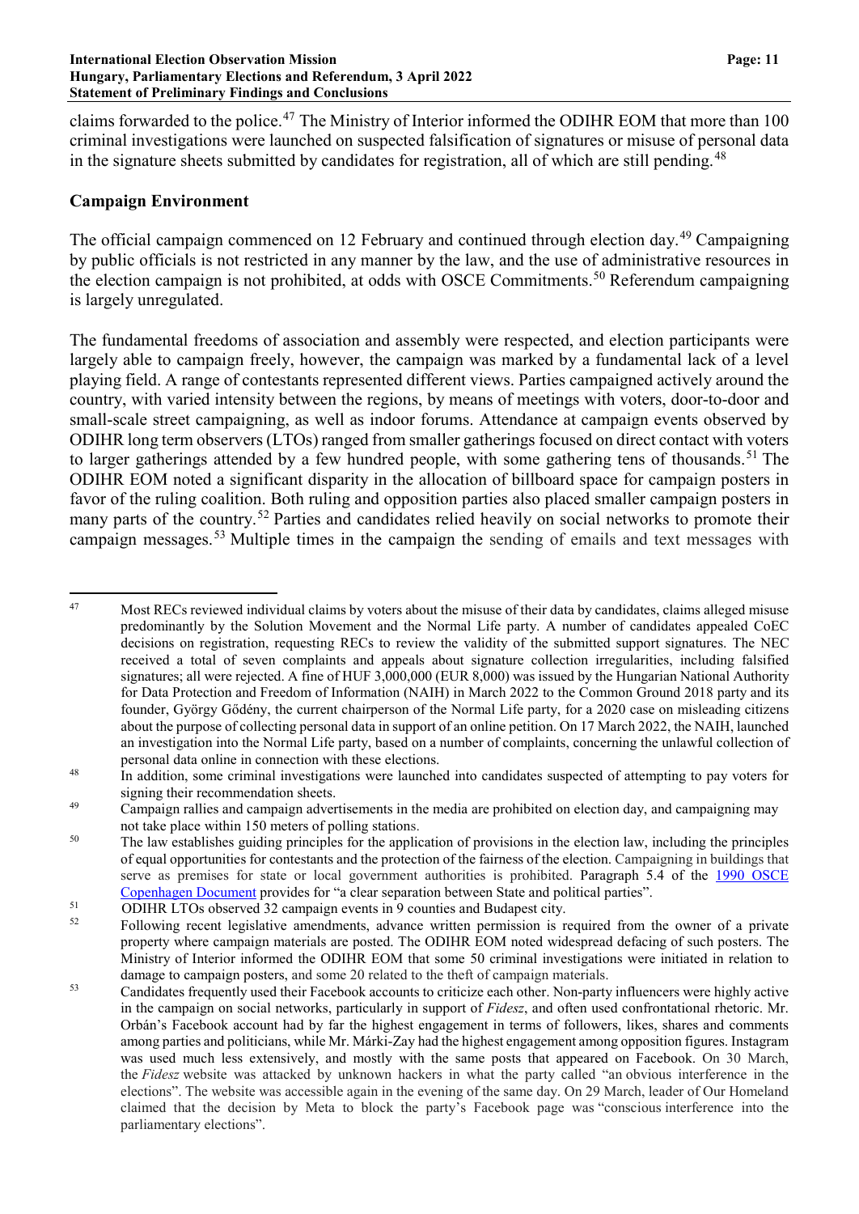claims forwarded to the police.[47] The Ministry of Interior informed the ODIHR EOM that more than 100 criminal investigations were launched on suspected falsification of signatures or misuse of personal data in the signature sheets submitted by candidates for registration, all of which are still pending.[48]

## Campaign Environment

The official campaign commenced on 12 February and continued through election day.[49] Campaigning by public officials is not restricted in any manner by the law, and the use of administrative resources in the election campaign is not prohibited, at odds with OSCE Commitments.[50] Referendum campaigning is largely unregulated.

The fundamental freedoms of association and assembly were respected, and election participants were largely able to campaign freely, however, the campaign was marked by a fundamental lack of a level playing field. A range of contestants represented different views. Parties campaigned actively around the country, with varied intensity between the regions, by means of meetings with voters, door-to-door and small-scale street campaigning, as well as indoor forums. Attendance at campaign events observed by ODIHR long term observers (LTOs) ranged from smaller gatherings focused on direct contact with voters to larger gatherings attended by a few hundred people, with some gathering tens of thousands.[51] The ODIHR EOM noted a significant disparity in the allocation of billboard space for campaign posters in favor of the ruling coalition. Both ruling and opposition parties also placed smaller campaign posters in many parts of the country.[52] Parties and candidates relied heavily on social networks to promote their campaign messages.[53] Multiple times in the campaign the sending of emails and text messages with

---

[47] Most RECs reviewed individual claims by voters about the misuse of their data by candidates, claims alleged misuse predominantly by the Solution Movement and the Normal Life party. A number of candidates appealed CoEC decisions on registration, requesting RECs to review the validity of the submitted support signatures. The NEC received a total of seven complaints and appeals about signature collection irregularities, including falsified signatures; all were rejected. A fine of HUF 3,000,000 (EUR 8,000) was issued by the Hungarian National Authority for Data Protection and Freedom of Information (NAIH) in March 2022 to the Common Ground 2018 party and its founder, György Gődény, the current chairperson of the Normal Life party, for a 2020 case on misleading citizens about the purpose of collecting personal data in support of an online petition. On 17 March 2022, the NAIH, launched an investigation into the Normal Life party, based on a number of complaints, concerning the unlawful collection of personal data online in connection with these elections.

[48] In addition, some criminal investigations were launched into candidates suspected of attempting to pay voters for signing their recommendation sheets.

[49] Campaign rallies and campaign advertisements in the media are prohibited on election day, and campaigning may not take place within 150 meters of polling stations.

[50] The law establishes guiding principles for the application of provisions in the election law, including the principles of equal opportunities for contestants and the protection of the fairness of the election. Campaigning in buildings that serve as premises for state or local government authorities is prohibited. Paragraph 5.4 of the [1990 OSCE Copenhagen Document]() provides for "a clear separation between State and political parties".

[51] ODIHR LTOs observed 32 campaign events in 9 counties and Budapest city.

[52] Following recent legislative amendments, advance written permission is required from the owner of a private property where campaign materials are posted. The ODIHR EOM noted widespread defacing of such posters. The Ministry of Interior informed the ODIHR EOM that some 50 criminal investigations were initiated in relation to damage to campaign posters, and some 20 related to the theft of campaign materials.

[53] Candidates frequently used their Facebook accounts to criticize each other. Non-party influencers were highly active in the campaign on social networks, particularly in support of *Fidesz*, and often used confrontational rhetoric. Mr. Orbán's Facebook account had by far the highest engagement in terms of followers, likes, shares and comments among parties and politicians, while Mr. Márki-Zay had the highest engagement among opposition figures. Instagram was used much less extensively, and mostly with the same posts that appeared on Facebook. On 30 March, the *Fidesz* website was attacked by unknown hackers in what the party called "an obvious interference in the elections". The website was accessible again in the evening of the same day. On 29 March, leader of Our Homeland claimed that the decision by Meta to block the party's Facebook page was "conscious interference into the parliamentary elections".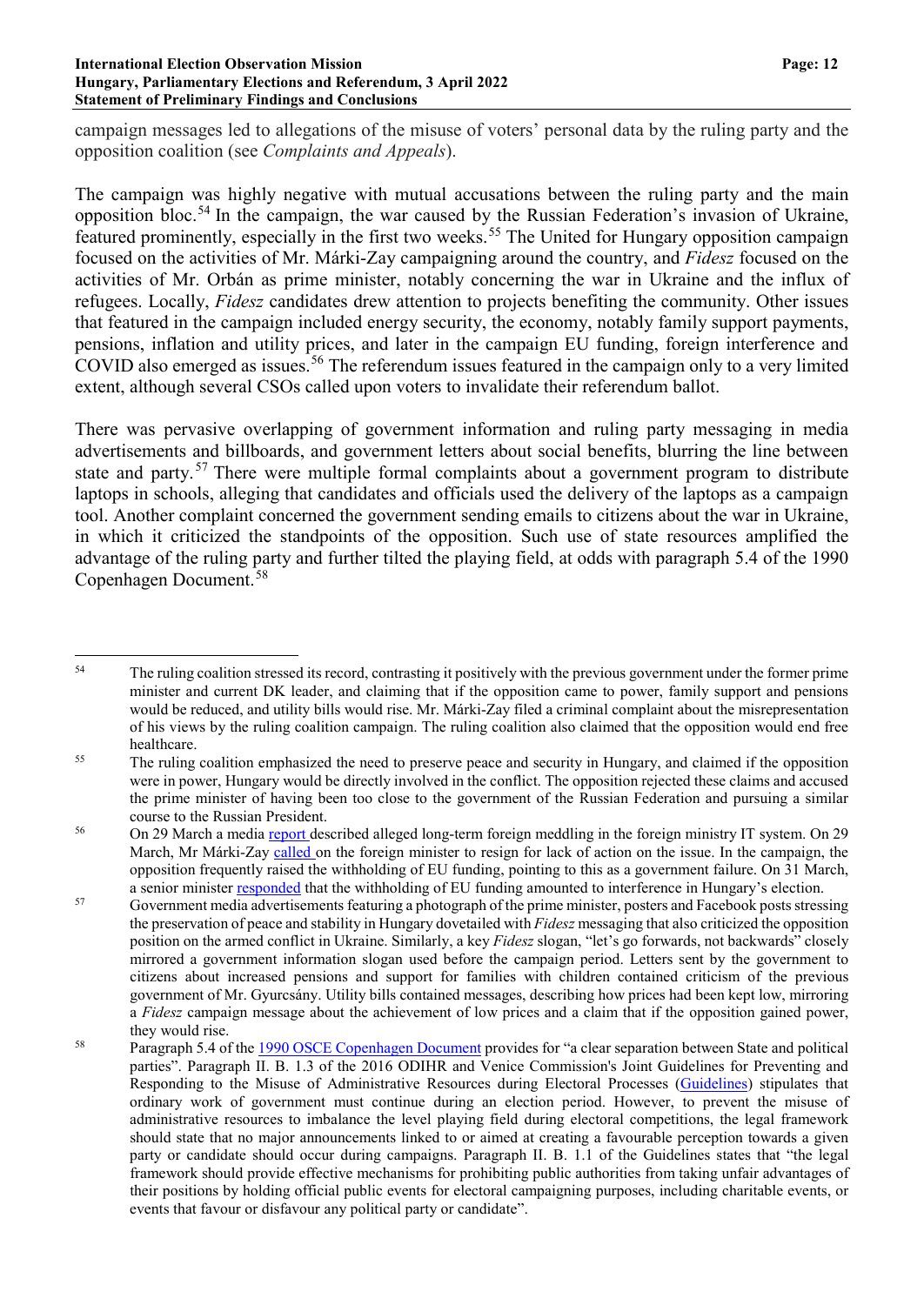campaign messages led to allegations of the misuse of voters' personal data by the ruling party and the opposition coalition (see *Complaints and Appeals*).

The campaign was highly negative with mutual accusations between the ruling party and the main opposition bloc.[54] In the campaign, the war caused by the Russian Federation's invasion of Ukraine, featured prominently, especially in the first two weeks.[55] The United for Hungary opposition campaign focused on the activities of Mr. Márki-Zay campaigning around the country, and *Fidesz* focused on the activities of Mr. Orbán as prime minister, notably concerning the war in Ukraine and the influx of refugees. Locally, *Fidesz* candidates drew attention to projects benefiting the community. Other issues that featured in the campaign included energy security, the economy, notably family support payments, pensions, inflation and utility prices, and later in the campaign EU funding, foreign interference and COVID also emerged as issues.[56] The referendum issues featured in the campaign only to a very limited extent, although several CSOs called upon voters to invalidate their referendum ballot.

There was pervasive overlapping of government information and ruling party messaging in media advertisements and billboards, and government letters about social benefits, blurring the line between state and party.[57] There were multiple formal complaints about a government program to distribute laptops in schools, alleging that candidates and officials used the delivery of the laptops as a campaign tool. Another complaint concerned the government sending emails to citizens about the war in Ukraine, in which it criticized the standpoints of the opposition. Such use of state resources amplified the advantage of the ruling party and further tilted the playing field, at odds with paragraph 5.4 of the 1990 Copenhagen Document.[58]

---

[54] The ruling coalition stressed its record, contrasting it positively with the previous government under the former prime minister and current DK leader, and claiming that if the opposition came to power, family support and pensions would be reduced, and utility bills would rise. Mr. Márki-Zay filed a criminal complaint about the misrepresentation of his views by the ruling coalition campaign. The ruling coalition also claimed that the opposition would end free healthcare.

[55] The ruling coalition emphasized the need to preserve peace and security in Hungary, and claimed if the opposition were in power, Hungary would be directly involved in the conflict. The opposition rejected these claims and accused the prime minister of having been too close to the government of the Russian Federation and pursuing a similar course to the Russian President.

[56] On 29 March a media report described alleged long-term foreign meddling in the foreign ministry IT system. On 29 March, Mr Márki-Zay called on the foreign minister to resign for lack of action on the issue. In the campaign, the opposition frequently raised the withholding of EU funding, pointing to this as a government failure. On 31 March, a senior minister responded that the withholding of EU funding amounted to interference in Hungary's election.

[57] Government media advertisements featuring a photograph of the prime minister, posters and Facebook posts stressing the preservation of peace and stability in Hungary dovetailed with *Fidesz* messaging that also criticized the opposition position on the armed conflict in Ukraine. Similarly, a key *Fidesz* slogan, "let's go forwards, not backwards" closely mirrored a government information slogan used before the campaign period. Letters sent by the government to citizens about increased pensions and support for families with children contained criticism of the previous government of Mr. Gyurcsány. Utility bills contained messages, describing how prices had been kept low, mirroring a *Fidesz* campaign message about the achievement of low prices and a claim that if the opposition gained power, they would rise.

[58] Paragraph 5.4 of the 1990 OSCE Copenhagen Document provides for "a clear separation between State and political parties". Paragraph II. B. 1.3 of the 2016 ODIHR and Venice Commission's Joint Guidelines for Preventing and Responding to the Misuse of Administrative Resources during Electoral Processes (Guidelines) stipulates that ordinary work of government must continue during an election period. However, to prevent the misuse of administrative resources to imbalance the level playing field during electoral competitions, the legal framework should state that no major announcements linked to or aimed at creating a favourable perception towards a given party or candidate should occur during campaigns. Paragraph II. B. 1.1 of the Guidelines states that "the legal framework should provide effective mechanisms for prohibiting public authorities from taking unfair advantages of their positions by holding official public events for electoral campaigning purposes, including charitable events, or events that favour or disfavour any political party or candidate".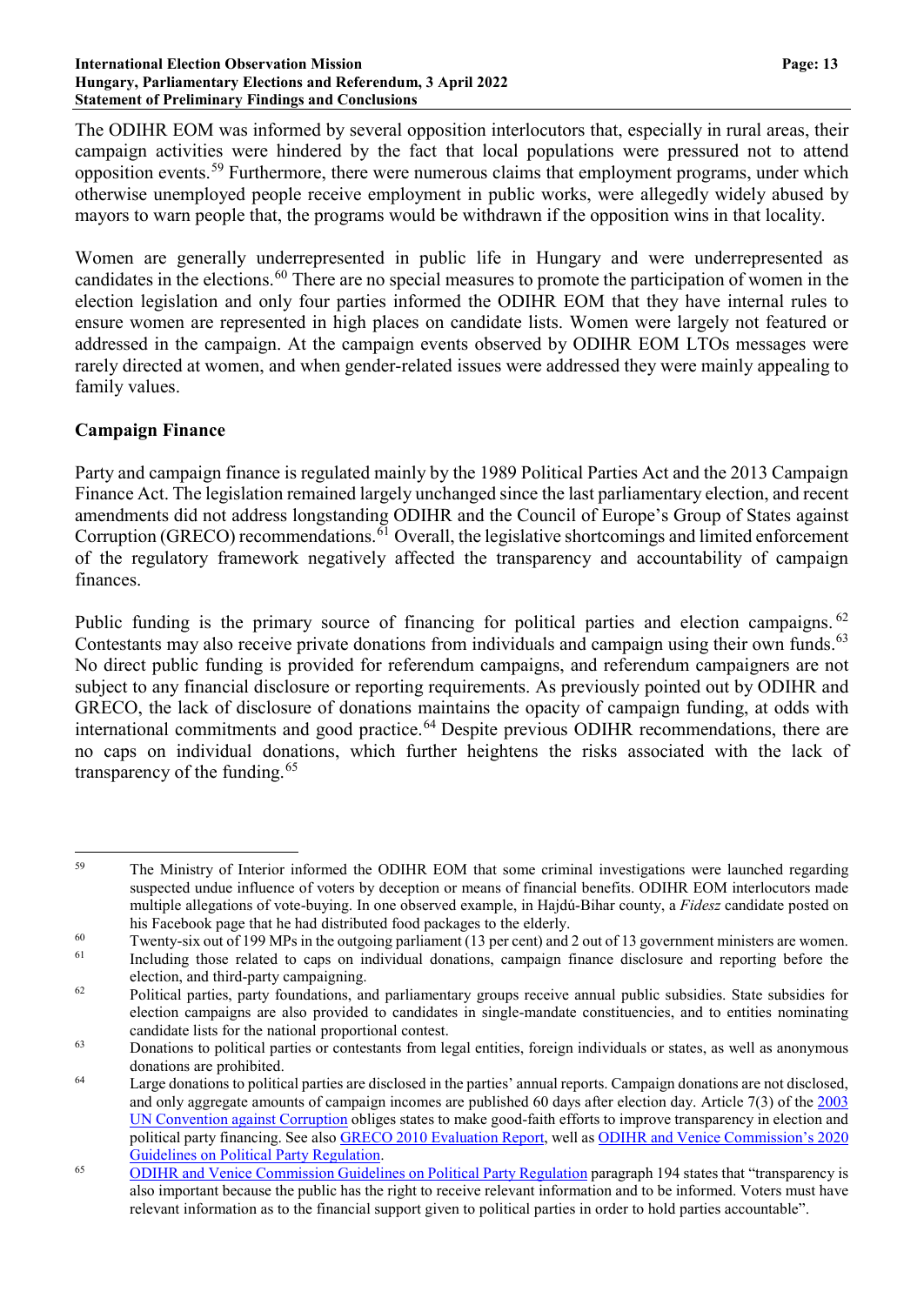The ODIHR EOM was informed by several opposition interlocutors that, especially in rural areas, their campaign activities were hindered by the fact that local populations were pressured not to attend opposition events.[59] Furthermore, there were numerous claims that employment programs, under which otherwise unemployed people receive employment in public works, were allegedly widely abused by mayors to warn people that, the programs would be withdrawn if the opposition wins in that locality.

Women are generally underrepresented in public life in Hungary and were underrepresented as candidates in the elections.[60] There are no special measures to promote the participation of women in the election legislation and only four parties informed the ODIHR EOM that they have internal rules to ensure women are represented in high places on candidate lists. Women were largely not featured or addressed in the campaign. At the campaign events observed by ODIHR EOM LTOs messages were rarely directed at women, and when gender-related issues were addressed they were mainly appealing to family values.

## Campaign Finance

Party and campaign finance is regulated mainly by the 1989 Political Parties Act and the 2013 Campaign Finance Act. The legislation remained largely unchanged since the last parliamentary election, and recent amendments did not address longstanding ODIHR and the Council of Europe's Group of States against Corruption (GRECO) recommendations.[61] Overall, the legislative shortcomings and limited enforcement of the regulatory framework negatively affected the transparency and accountability of campaign finances.

Public funding is the primary source of financing for political parties and election campaigns.[62] Contestants may also receive private donations from individuals and campaign using their own funds.[63] No direct public funding is provided for referendum campaigns, and referendum campaigners are not subject to any financial disclosure or reporting requirements. As previously pointed out by ODIHR and GRECO, the lack of disclosure of donations maintains the opacity of campaign funding, at odds with international commitments and good practice.[64] Despite previous ODIHR recommendations, there are no caps on individual donations, which further heightens the risks associated with the lack of transparency of the funding.[65]

---

[59] The Ministry of Interior informed the ODIHR EOM that some criminal investigations were launched regarding suspected undue influence of voters by deception or means of financial benefits. ODIHR EOM interlocutors made multiple allegations of vote-buying. In one observed example, in Hajdú-Bihar county, a *Fidesz* candidate posted on his Facebook page that he had distributed food packages to the elderly.

[60] Twenty-six out of 199 MPs in the outgoing parliament (13 per cent) and 2 out of 13 government ministers are women.

[61] Including those related to caps on individual donations, campaign finance disclosure and reporting before the election, and third-party campaigning.

[62] Political parties, party foundations, and parliamentary groups receive annual public subsidies. State subsidies for election campaigns are also provided to candidates in single-mandate constituencies, and to entities nominating candidate lists for the national proportional contest.

[63] Donations to political parties or contestants from legal entities, foreign individuals or states, as well as anonymous donations are prohibited.

[64] Large donations to political parties are disclosed in the parties' annual reports. Campaign donations are not disclosed, and only aggregate amounts of campaign incomes are published 60 days after election day. Article 7(3) of the 2003 UN Convention against Corruption obliges states to make good-faith efforts to improve transparency in election and political party financing. See also GRECO 2010 Evaluation Report, well as ODIHR and Venice Commission's 2020 Guidelines on Political Party Regulation.

[65] ODIHR and Venice Commission Guidelines on Political Party Regulation paragraph 194 states that "transparency is also important because the public has the right to receive relevant information and to be informed. Voters must have relevant information as to the financial support given to political parties in order to hold parties accountable".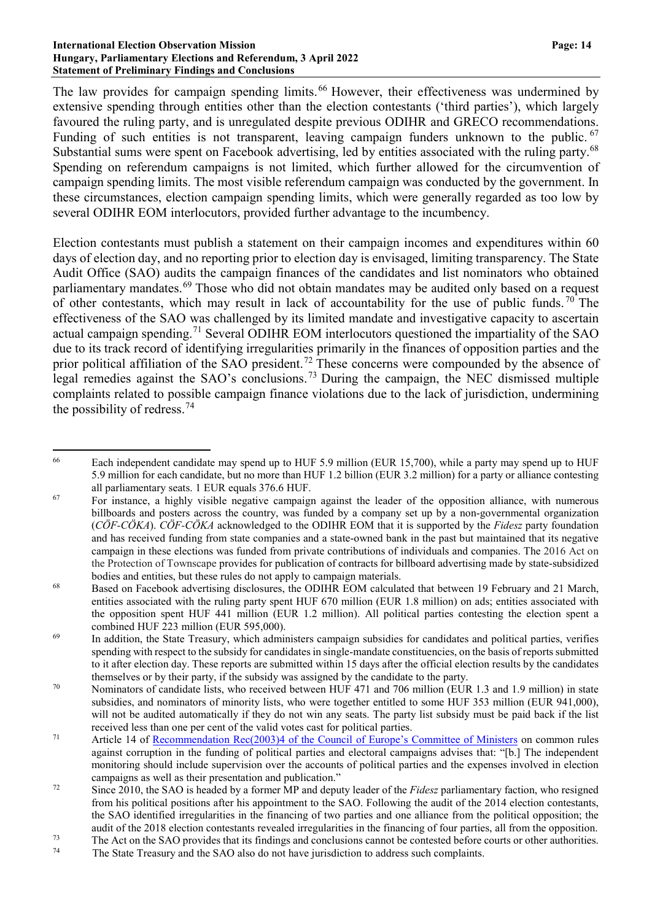The law provides for campaign spending limits.[66] However, their effectiveness was undermined by extensive spending through entities other than the election contestants ('third parties'), which largely favoured the ruling party, and is unregulated despite previous ODIHR and GRECO recommendations. Funding of such entities is not transparent, leaving campaign funders unknown to the public.[67] Substantial sums were spent on Facebook advertising, led by entities associated with the ruling party.[68] Spending on referendum campaigns is not limited, which further allowed for the circumvention of campaign spending limits. The most visible referendum campaign was conducted by the government. In these circumstances, election campaign spending limits, which were generally regarded as too low by several ODIHR EOM interlocutors, provided further advantage to the incumbency.

Election contestants must publish a statement on their campaign incomes and expenditures within 60 days of election day, and no reporting prior to election day is envisaged, limiting transparency. The State Audit Office (SAO) audits the campaign finances of the candidates and list nominators who obtained parliamentary mandates.[69] Those who did not obtain mandates may be audited only based on a request of other contestants, which may result in lack of accountability for the use of public funds.[70] The effectiveness of the SAO was challenged by its limited mandate and investigative capacity to ascertain actual campaign spending.[71] Several ODIHR EOM interlocutors questioned the impartiality of the SAO due to its track record of identifying irregularities primarily in the finances of opposition parties and the prior political affiliation of the SAO president.[72] These concerns were compounded by the absence of legal remedies against the SAO's conclusions.[73] During the campaign, the NEC dismissed multiple complaints related to possible campaign finance violations due to the lack of jurisdiction, undermining the possibility of redress.[74]

---

[66] Each independent candidate may spend up to HUF 5.9 million (EUR 15,700), while a party may spend up to HUF 5.9 million for each candidate, but no more than HUF 1.2 billion (EUR 3.2 million) for a party or alliance contesting all parliamentary seats. 1 EUR equals 376.6 HUF.

[67] For instance, a highly visible negative campaign against the leader of the opposition alliance, with numerous billboards and posters across the country, was funded by a company set up by a non-governmental organization (*CÖF-CÖKA*). *CÖF-CÖKA* acknowledged to the ODIHR EOM that it is supported by the *Fidesz* party foundation and has received funding from state companies and a state-owned bank in the past but maintained that its negative campaign in these elections was funded from private contributions of individuals and companies. The 2016 Act on the Protection of Townscape provides for publication of contracts for billboard advertising made by state-subsidized bodies and entities, but these rules do not apply to campaign materials.

[68] Based on Facebook advertising disclosures, the ODIHR EOM calculated that between 19 February and 21 March, entities associated with the ruling party spent HUF 670 million (EUR 1.8 million) on ads; entities associated with the opposition spent HUF 441 million (EUR 1.2 million). All political parties contesting the election spent a combined HUF 223 million (EUR 595,000).

[69] In addition, the State Treasury, which administers campaign subsidies for candidates and political parties, verifies spending with respect to the subsidy for candidates in single-mandate constituencies, on the basis of reports submitted to it after election day. These reports are submitted within 15 days after the official election results by the candidates themselves or by their party, if the subsidy was assigned by the candidate to the party.

[70] Nominators of candidate lists, who received between HUF 471 and 706 million (EUR 1.3 and 1.9 million) in state subsidies, and nominators of minority lists, who were together entitled to some HUF 353 million (EUR 941,000), will not be audited automatically if they do not win any seats. The party list subsidy must be paid back if the list received less than one per cent of the valid votes cast for political parties.

[71] Article 14 of Recommendation Rec(2003)4 of the Council of Europe's Committee of Ministers on common rules against corruption in the funding of political parties and electoral campaigns advises that: "[b.] The independent monitoring should include supervision over the accounts of political parties and the expenses involved in election campaigns as well as their presentation and publication."

[72] Since 2010, the SAO is headed by a former MP and deputy leader of the *Fidesz* parliamentary faction, who resigned from his political positions after his appointment to the SAO. Following the audit of the 2014 election contestants, the SAO identified irregularities in the financing of two parties and one alliance from the political opposition; the audit of the 2018 election contestants revealed irregularities in the financing of four parties, all from the opposition.

[73] The Act on the SAO provides that its findings and conclusions cannot be contested before courts or other authorities.

[74] The State Treasury and the SAO also do not have jurisdiction to address such complaints.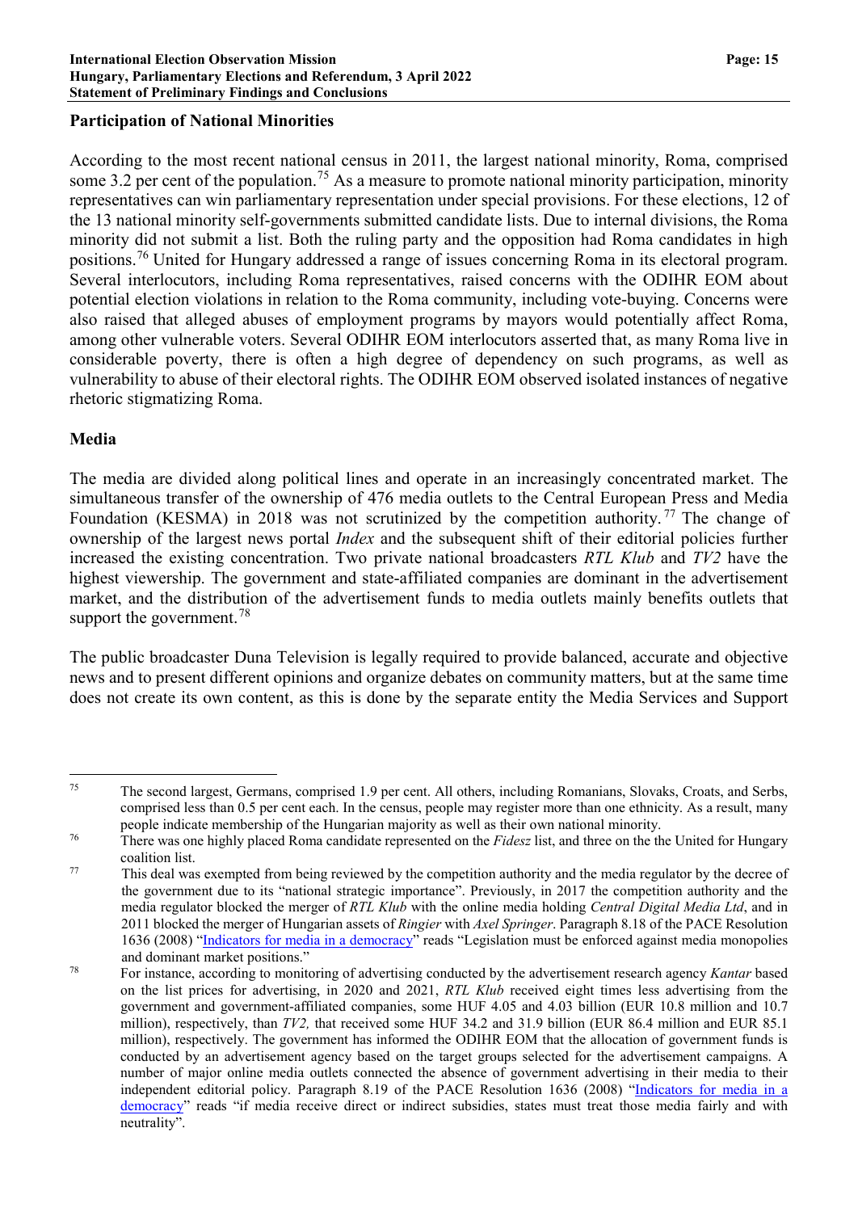## Participation of National Minorities

According to the most recent national census in 2011, the largest national minority, Roma, comprised some 3.2 per cent of the population.[75] As a measure to promote national minority participation, minority representatives can win parliamentary representation under special provisions. For these elections, 12 of the 13 national minority self-governments submitted candidate lists. Due to internal divisions, the Roma minority did not submit a list. Both the ruling party and the opposition had Roma candidates in high positions.[76] United for Hungary addressed a range of issues concerning Roma in its electoral program. Several interlocutors, including Roma representatives, raised concerns with the ODIHR EOM about potential election violations in relation to the Roma community, including vote-buying. Concerns were also raised that alleged abuses of employment programs by mayors would potentially affect Roma, among other vulnerable voters. Several ODIHR EOM interlocutors asserted that, as many Roma live in considerable poverty, there is often a high degree of dependency on such programs, as well as vulnerability to abuse of their electoral rights. The ODIHR EOM observed isolated instances of negative rhetoric stigmatizing Roma.

## Media

The media are divided along political lines and operate in an increasingly concentrated market. The simultaneous transfer of the ownership of 476 media outlets to the Central European Press and Media Foundation (KESMA) in 2018 was not scrutinized by the competition authority.[77] The change of ownership of the largest news portal *Index* and the subsequent shift of their editorial policies further increased the existing concentration. Two private national broadcasters *RTL Klub* and *TV2* have the highest viewership. The government and state-affiliated companies are dominant in the advertisement market, and the distribution of the advertisement funds to media outlets mainly benefits outlets that support the government.[78]

The public broadcaster Duna Television is legally required to provide balanced, accurate and objective news and to present different opinions and organize debates on community matters, but at the same time does not create its own content, as this is done by the separate entity the Media Services and Support

---

[75] The second largest, Germans, comprised 1.9 per cent. All others, including Romanians, Slovaks, Croats, and Serbs, comprised less than 0.5 per cent each. In the census, people may register more than one ethnicity. As a result, many people indicate membership of the Hungarian majority as well as their own national minority.

[76] There was one highly placed Roma candidate represented on the *Fidesz* list, and three on the the United for Hungary coalition list.

[77] This deal was exempted from being reviewed by the competition authority and the media regulator by the decree of the government due to its "national strategic importance". Previously, in 2017 the competition authority and the media regulator blocked the merger of *RTL Klub* with the online media holding *Central Digital Media Ltd*, and in 2011 blocked the merger of Hungarian assets of *Ringier* with *Axel Springer*. Paragraph 8.18 of the PACE Resolution 1636 (2008) "Indicators for media in a democracy" reads "Legislation must be enforced against media monopolies and dominant market positions."

[78] For instance, according to monitoring of advertising conducted by the advertisement research agency *Kantar* based on the list prices for advertising, in 2020 and 2021, *RTL Klub* received eight times less advertising from the government and government-affiliated companies, some HUF 4.05 and 4.03 billion (EUR 10.8 million and 10.7 million), respectively, than *TV2,* that received some HUF 34.2 and 31.9 billion (EUR 86.4 million and EUR 85.1 million), respectively. The government has informed the ODIHR EOM that the allocation of government funds is conducted by an advertisement agency based on the target groups selected for the advertisement campaigns. A number of major online media outlets connected the absence of government advertising in their media to their independent editorial policy. Paragraph 8.19 of the PACE Resolution 1636 (2008) "Indicators for media in a democracy" reads "if media receive direct or indirect subsidies, states must treat those media fairly and with neutrality".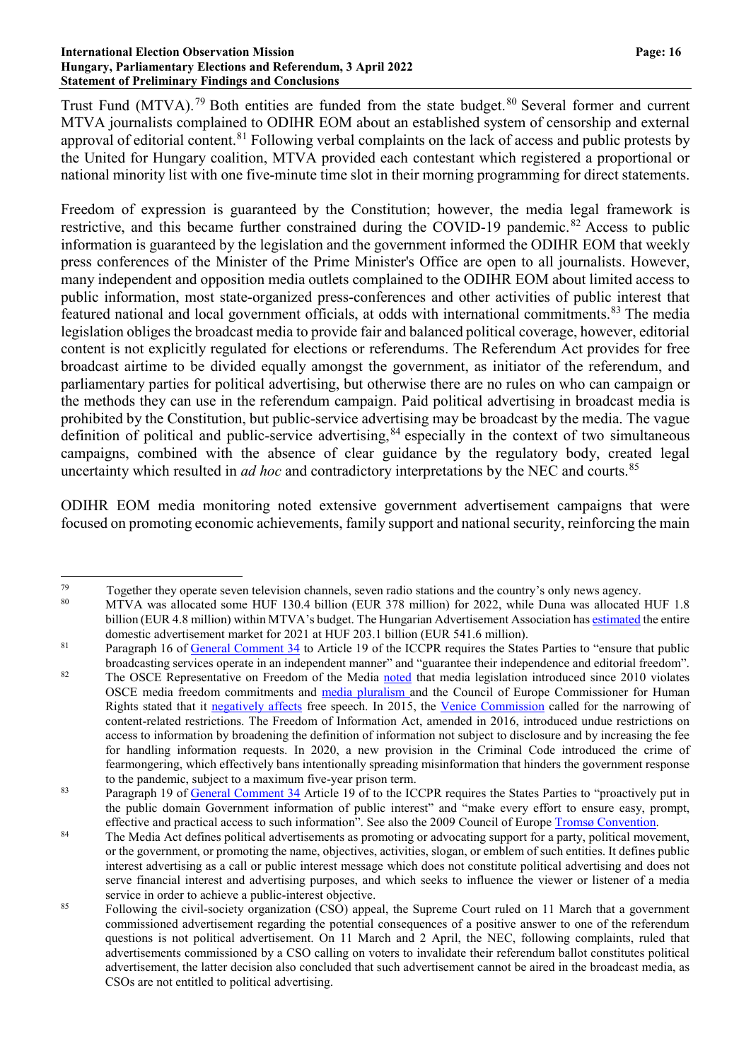Trust Fund (MTVA).[79] Both entities are funded from the state budget.[80] Several former and current MTVA journalists complained to ODIHR EOM about an established system of censorship and external approval of editorial content.[81] Following verbal complaints on the lack of access and public protests by the United for Hungary coalition, MTVA provided each contestant which registered a proportional or national minority list with one five-minute time slot in their morning programming for direct statements.

Freedom of expression is guaranteed by the Constitution; however, the media legal framework is restrictive, and this became further constrained during the COVID-19 pandemic.[82] Access to public information is guaranteed by the legislation and the government informed the ODIHR EOM that weekly press conferences of the Minister of the Prime Minister's Office are open to all journalists. However, many independent and opposition media outlets complained to the ODIHR EOM about limited access to public information, most state-organized press-conferences and other activities of public interest that featured national and local government officials, at odds with international commitments.[83] The media legislation obliges the broadcast media to provide fair and balanced political coverage, however, editorial content is not explicitly regulated for elections or referendums. The Referendum Act provides for free broadcast airtime to be divided equally amongst the government, as initiator of the referendum, and parliamentary parties for political advertising, but otherwise there are no rules on who can campaign or the methods they can use in the referendum campaign. Paid political advertising in broadcast media is prohibited by the Constitution, but public-service advertising may be broadcast by the media. The vague definition of political and public-service advertising,[84] especially in the context of two simultaneous campaigns, combined with the absence of clear guidance by the regulatory body, created legal uncertainty which resulted in *ad hoc* and contradictory interpretations by the NEC and courts.[85]

ODIHR EOM media monitoring noted extensive government advertisement campaigns that were focused on promoting economic achievements, family support and national security, reinforcing the main

---

[79] Together they operate seven television channels, seven radio stations and the country's only news agency.

[80] MTVA was allocated some HUF 130.4 billion (EUR 378 million) for 2022, while Duna was allocated HUF 1.8 billion (EUR 4.8 million) within MTVA's budget. The Hungarian Advertisement Association has estimated the entire domestic advertisement market for 2021 at HUF 203.1 billion (EUR 541.6 million).

[81] Paragraph 16 of General Comment 34 to Article 19 of the ICCPR requires the States Parties to "ensure that public broadcasting services operate in an independent manner" and "guarantee their independence and editorial freedom".

[82] The OSCE Representative on Freedom of the Media noted that media legislation introduced since 2010 violates OSCE media freedom commitments and media pluralism and the Council of Europe Commissioner for Human Rights stated that it negatively affects free speech. In 2015, the Venice Commission called for the narrowing of content-related restrictions. The Freedom of Information Act, amended in 2016, introduced undue restrictions on access to information by broadening the definition of information not subject to disclosure and by increasing the fee for handling information requests. In 2020, a new provision in the Criminal Code introduced the crime of fearmongering, which effectively bans intentionally spreading misinformation that hinders the government response to the pandemic, subject to a maximum five-year prison term.

[83] Paragraph 19 of General Comment 34 Article 19 of to the ICCPR requires the States Parties to "proactively put in the public domain Government information of public interest" and "make every effort to ensure easy, prompt, effective and practical access to such information". See also the 2009 Council of Europe Tromsø Convention.

[84] The Media Act defines political advertisements as promoting or advocating support for a party, political movement, or the government, or promoting the name, objectives, activities, slogan, or emblem of such entities. It defines public interest advertising as a call or public interest message which does not constitute political advertising and does not serve financial interest and advertising purposes, and which seeks to influence the viewer or listener of a media service in order to achieve a public-interest objective.

[85] Following the civil-society organization (CSO) appeal, the Supreme Court ruled on 11 March that a government commissioned advertisement regarding the potential consequences of a positive answer to one of the referendum questions is not political advertisement. On 11 March and 2 April, the NEC, following complaints, ruled that advertisements commissioned by a CSO calling on voters to invalidate their referendum ballot constitutes political advertisement, the latter decision also concluded that such advertisement cannot be aired in the broadcast media, as CSOs are not entitled to political advertising.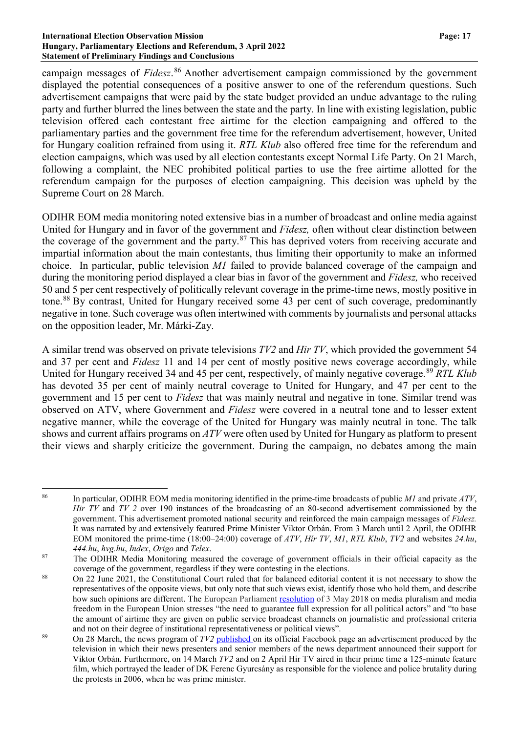campaign messages of *Fidesz*.[86] Another advertisement campaign commissioned by the government displayed the potential consequences of a positive answer to one of the referendum questions. Such advertisement campaigns that were paid by the state budget provided an undue advantage to the ruling party and further blurred the lines between the state and the party. In line with existing legislation, public television offered each contestant free airtime for the election campaigning and offered to the parliamentary parties and the government free time for the referendum advertisement, however, United for Hungary coalition refrained from using it. *RTL Klub* also offered free time for the referendum and election campaigns, which was used by all election contestants except Normal Life Party. On 21 March, following a complaint, the NEC prohibited political parties to use the free airtime allotted for the referendum campaign for the purposes of election campaigning. This decision was upheld by the Supreme Court on 28 March.

ODIHR EOM media monitoring noted extensive bias in a number of broadcast and online media against United for Hungary and in favor of the government and *Fidesz,* often without clear distinction between the coverage of the government and the party.[87] This has deprived voters from receiving accurate and impartial information about the main contestants, thus limiting their opportunity to make an informed choice. In particular, public television *M1* failed to provide balanced coverage of the campaign and during the monitoring period displayed a clear bias in favor of the government and *Fidesz,* who received 50 and 5 per cent respectively of politically relevant coverage in the prime-time news, mostly positive in tone.[88] By contrast, United for Hungary received some 43 per cent of such coverage, predominantly negative in tone. Such coverage was often intertwined with comments by journalists and personal attacks on the opposition leader, Mr. Márki-Zay.

A similar trend was observed on private televisions *TV2* and *Hir TV*, which provided the government 54 and 37 per cent and *Fidesz* 11 and 14 per cent of mostly positive news coverage accordingly, while United for Hungary received 34 and 45 per cent, respectively, of mainly negative coverage.[89] *RTL Klub* has devoted 35 per cent of mainly neutral coverage to United for Hungary, and 47 per cent to the government and 15 per cent to *Fidesz* that was mainly neutral and negative in tone. Similar trend was observed on ATV, where Government and *Fidesz* were covered in a neutral tone and to lesser extent negative manner, while the coverage of the United for Hungary was mainly neutral in tone. The talk shows and current affairs programs on *ATV* were often used by United for Hungary as platform to present their views and sharply criticize the government. During the campaign, no debates among the main

---

[86] In particular, ODIHR EOM media monitoring identified in the prime-time broadcasts of public *M1* and private *ATV*, *Hir TV* and *TV 2* over 190 instances of the broadcasting of an 80-second advertisement commissioned by the government. This advertisement promoted national security and reinforced the main campaign messages of *Fidesz.* It was narrated by and extensively featured Prime Minister Viktor Orbán. From 3 March until 2 April, the ODIHR EOM monitored the prime-time (18:00–24:00) coverage of *ATV*, *Hír TV*, *M1*, *RTL Klub*, *TV2* and websites *24.hu*, *444.hu*, *hvg.hu*, *Index*, *Origo* and *Telex*.

[87] The ODIHR Media Monitoring measured the coverage of government officials in their official capacity as the coverage of the government, regardless if they were contesting in the elections.

[88] On 22 June 2021, the Constitutional Court ruled that for balanced editorial content it is not necessary to show the representatives of the opposite views, but only note that such views exist, identify those who hold them, and describe how such opinions are different. The European Parliament resolution of 3 May 2018 on media pluralism and media freedom in the European Union stresses "the need to guarantee full expression for all political actors" and "to base the amount of airtime they are given on public service broadcast channels on journalistic and professional criteria and not on their degree of institutional representativeness or political views".

[89] On 28 March, the news program of *TV2* published on its official Facebook page an advertisement produced by the television in which their news presenters and senior members of the news department announced their support for Viktor Orbán. Furthermore, on 14 March *TV2* and on 2 April Hir TV aired in their prime time a 125-minute feature film, which portrayed the leader of DK Ferenc Gyurcsány as responsible for the violence and police brutality during the protests in 2006, when he was prime minister.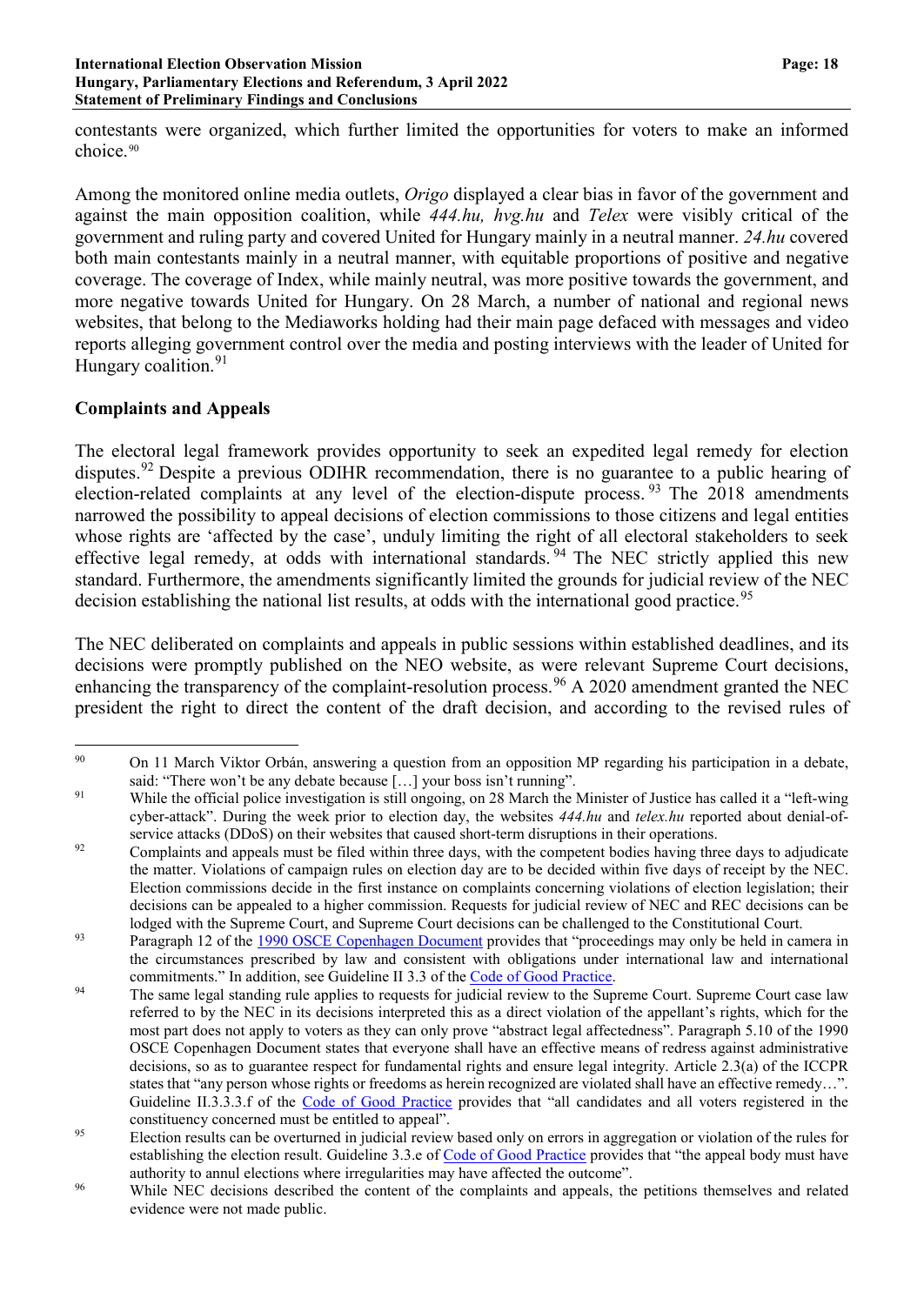contestants were organized, which further limited the opportunities for voters to make an informed choice.[90]

Among the monitored online media outlets, *Origo* displayed a clear bias in favor of the government and against the main opposition coalition, while *444.hu, hvg.hu* and *Telex* were visibly critical of the government and ruling party and covered United for Hungary mainly in a neutral manner. *24.hu* covered both main contestants mainly in a neutral manner, with equitable proportions of positive and negative coverage. The coverage of Index, while mainly neutral, was more positive towards the government, and more negative towards United for Hungary. On 28 March, a number of national and regional news websites, that belong to the Mediaworks holding had their main page defaced with messages and video reports alleging government control over the media and posting interviews with the leader of United for Hungary coalition.[91]

**Complaints and Appeals**

The electoral legal framework provides opportunity to seek an expedited legal remedy for election disputes.[92] Despite a previous ODIHR recommendation, there is no guarantee to a public hearing of election-related complaints at any level of the election-dispute process.[93] The 2018 amendments narrowed the possibility to appeal decisions of election commissions to those citizens and legal entities whose rights are 'affected by the case', unduly limiting the right of all electoral stakeholders to seek effective legal remedy, at odds with international standards.[94] The NEC strictly applied this new standard. Furthermore, the amendments significantly limited the grounds for judicial review of the NEC decision establishing the national list results, at odds with the international good practice.[95]

The NEC deliberated on complaints and appeals in public sessions within established deadlines, and its decisions were promptly published on the NEO website, as were relevant Supreme Court decisions, enhancing the transparency of the complaint-resolution process.[96] A 2020 amendment granted the NEC president the right to direct the content of the draft decision, and according to the revised rules of

---

[90] On 11 March Viktor Orbán, answering a question from an opposition MP regarding his participation in a debate, said: "There won't be any debate because […] your boss isn't running".

[91] While the official police investigation is still ongoing, on 28 March the Minister of Justice has called it a "left-wing cyber-attack". During the week prior to election day, the websites *444.hu* and *telex.hu* reported about denial-of-service attacks (DDoS) on their websites that caused short-term disruptions in their operations.

[92] Complaints and appeals must be filed within three days, with the competent bodies having three days to adjudicate the matter. Violations of campaign rules on election day are to be decided within five days of receipt by the NEC. Election commissions decide in the first instance on complaints concerning violations of election legislation; their decisions can be appealed to a higher commission. Requests for judicial review of NEC and REC decisions can be lodged with the Supreme Court, and Supreme Court decisions can be challenged to the Constitutional Court.

[93] Paragraph 12 of the 1990 OSCE Copenhagen Document provides that "proceedings may only be held in camera in the circumstances prescribed by law and consistent with obligations under international law and international commitments." In addition, see Guideline II 3.3 of the Code of Good Practice.

[94] The same legal standing rule applies to requests for judicial review to the Supreme Court. Supreme Court case law referred to by the NEC in its decisions interpreted this as a direct violation of the appellant's rights, which for the most part does not apply to voters as they can only prove "abstract legal affectedness". Paragraph 5.10 of the 1990 OSCE Copenhagen Document states that everyone shall have an effective means of redress against administrative decisions, so as to guarantee respect for fundamental rights and ensure legal integrity. Article 2.3(a) of the ICCPR states that "any person whose rights or freedoms as herein recognized are violated shall have an effective remedy…". Guideline II.3.3.3.f of the Code of Good Practice provides that "all candidates and all voters registered in the constituency concerned must be entitled to appeal".

[95] Election results can be overturned in judicial review based only on errors in aggregation or violation of the rules for establishing the election result. Guideline 3.3.e of Code of Good Practice provides that "the appeal body must have authority to annul elections where irregularities may have affected the outcome".

[96] While NEC decisions described the content of the complaints and appeals, the petitions themselves and related evidence were not made public.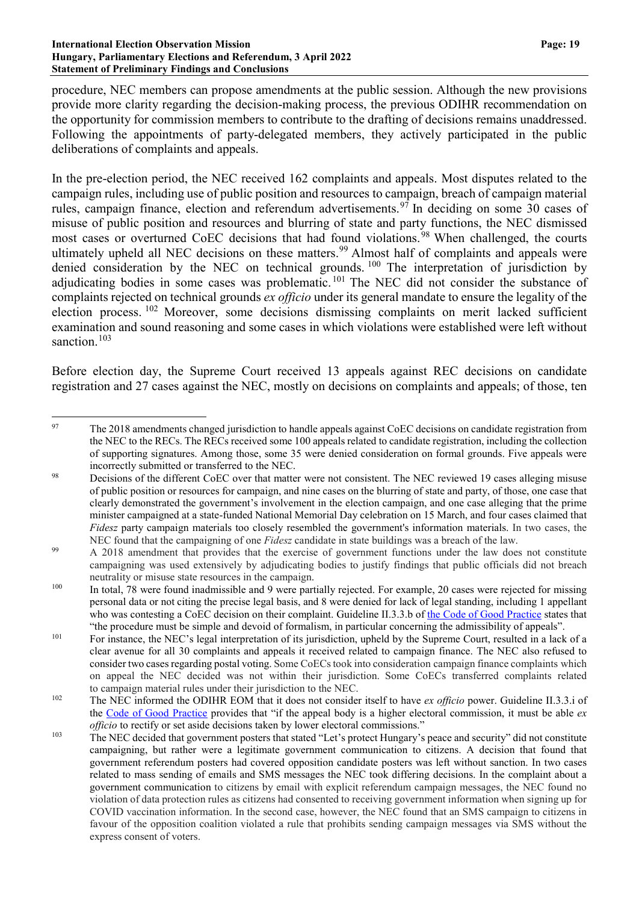procedure, NEC members can propose amendments at the public session. Although the new provisions provide more clarity regarding the decision-making process, the previous ODIHR recommendation on the opportunity for commission members to contribute to the drafting of decisions remains unaddressed. Following the appointments of party-delegated members, they actively participated in the public deliberations of complaints and appeals.

In the pre-election period, the NEC received 162 complaints and appeals. Most disputes related to the campaign rules, including use of public position and resources to campaign, breach of campaign material rules, campaign finance, election and referendum advertisements.[97] In deciding on some 30 cases of misuse of public position and resources and blurring of state and party functions, the NEC dismissed most cases or overturned CoEC decisions that had found violations.[98] When challenged, the courts ultimately upheld all NEC decisions on these matters.[99] Almost half of complaints and appeals were denied consideration by the NEC on technical grounds.[100] The interpretation of jurisdiction by adjudicating bodies in some cases was problematic.[101] The NEC did not consider the substance of complaints rejected on technical grounds *ex officio* under its general mandate to ensure the legality of the election process.[102] Moreover, some decisions dismissing complaints on merit lacked sufficient examination and sound reasoning and some cases in which violations were established were left without sanction.[103]

Before election day, the Supreme Court received 13 appeals against REC decisions on candidate registration and 27 cases against the NEC, mostly on decisions on complaints and appeals; of those, ten

---

[97] The 2018 amendments changed jurisdiction to handle appeals against CoEC decisions on candidate registration from the NEC to the RECs. The RECs received some 100 appeals related to candidate registration, including the collection of supporting signatures. Among those, some 35 were denied consideration on formal grounds. Five appeals were incorrectly submitted or transferred to the NEC.

[98] Decisions of the different CoEC over that matter were not consistent. The NEC reviewed 19 cases alleging misuse of public position or resources for campaign, and nine cases on the blurring of state and party, of those, one case that clearly demonstrated the government's involvement in the election campaign, and one case alleging that the prime minister campaigned at a state-funded National Memorial Day celebration on 15 March, and four cases claimed that *Fidesz* party campaign materials too closely resembled the government's information materials. In two cases, the NEC found that the campaigning of one *Fidesz* candidate in state buildings was a breach of the law.

[99] A 2018 amendment that provides that the exercise of government functions under the law does not constitute campaigning was used extensively by adjudicating bodies to justify findings that public officials did not breach neutrality or misuse state resources in the campaign.

[100] In total, 78 were found inadmissible and 9 were partially rejected. For example, 20 cases were rejected for missing personal data or not citing the precise legal basis, and 8 were denied for lack of legal standing, including 1 appellant who was contesting a CoEC decision on their complaint. Guideline II.3.3.b of [the Code of Good Practice]() states that "the procedure must be simple and devoid of formalism, in particular concerning the admissibility of appeals".

[101] For instance, the NEC's legal interpretation of its jurisdiction, upheld by the Supreme Court, resulted in a lack of a clear avenue for all 30 complaints and appeals it received related to campaign finance. The NEC also refused to consider two cases regarding postal voting. Some CoECs took into consideration campaign finance complaints which on appeal the NEC decided was not within their jurisdiction. Some CoECs transferred complaints related to campaign material rules under their jurisdiction to the NEC.

[102] The NEC informed the ODIHR EOM that it does not consider itself to have *ex officio* power. Guideline II.3.3.i of the [Code of Good Practice]() provides that "if the appeal body is a higher electoral commission, it must be able *ex officio* to rectify or set aside decisions taken by lower electoral commissions."

[103] The NEC decided that government posters that stated "Let's protect Hungary's peace and security" did not constitute campaigning, but rather were a legitimate government communication to citizens. A decision that found that government referendum posters had covered opposition candidate posters was left without sanction. In two cases related to mass sending of emails and SMS messages the NEC took differing decisions. In the complaint about a government communication to citizens by email with explicit referendum campaign messages, the NEC found no violation of data protection rules as citizens had consented to receiving government information when signing up for COVID vaccination information. In the second case, however, the NEC found that an SMS campaign to citizens in favour of the opposition coalition violated a rule that prohibits sending campaign messages via SMS without the express consent of voters.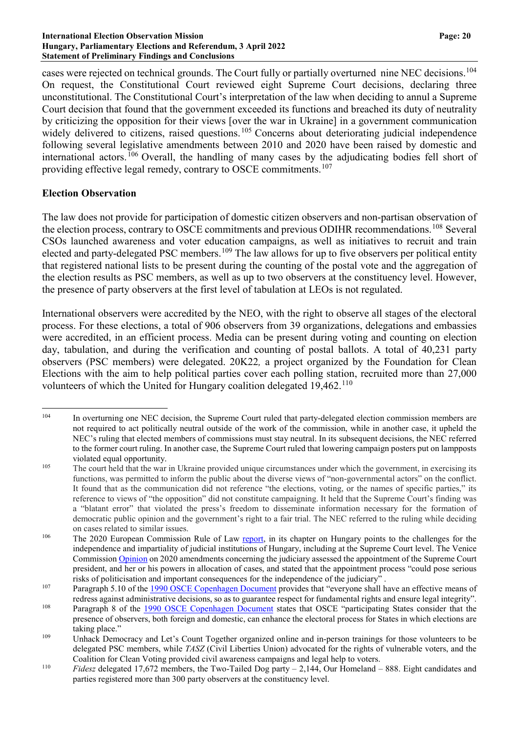cases were rejected on technical grounds. The Court fully or partially overturned nine NEC decisions.[104] On request, the Constitutional Court reviewed eight Supreme Court decisions, declaring three unconstitutional. The Constitutional Court's interpretation of the law when deciding to annul a Supreme Court decision that found that the government exceeded its functions and breached its duty of neutrality by criticizing the opposition for their views [over the war in Ukraine] in a government communication widely delivered to citizens, raised questions.[105] Concerns about deteriorating judicial independence following several legislative amendments between 2010 and 2020 have been raised by domestic and international actors.[106] Overall, the handling of many cases by the adjudicating bodies fell short of providing effective legal remedy, contrary to OSCE commitments.[107]

## Election Observation

The law does not provide for participation of domestic citizen observers and non-partisan observation of the election process, contrary to OSCE commitments and previous ODIHR recommendations.[108] Several CSOs launched awareness and voter education campaigns, as well as initiatives to recruit and train elected and party-delegated PSC members.[109] The law allows for up to five observers per political entity that registered national lists to be present during the counting of the postal vote and the aggregation of the election results as PSC members, as well as up to two observers at the constituency level. However, the presence of party observers at the first level of tabulation at LEOs is not regulated.

International observers were accredited by the NEO, with the right to observe all stages of the electoral process. For these elections, a total of 906 observers from 39 organizations, delegations and embassies were accredited, in an efficient process. Media can be present during voting and counting on election day, tabulation, and during the verification and counting of postal ballots. A total of 40,231 party observers (PSC members) were delegated. 20K22*,* a project organized by the Foundation for Clean Elections with the aim to help political parties cover each polling station, recruited more than 27,000 volunteers of which the United for Hungary coalition delegated 19,462.[110]

---

[104] In overturning one NEC decision, the Supreme Court ruled that party-delegated election commission members are not required to act politically neutral outside of the work of the commission, while in another case, it upheld the NEC's ruling that elected members of commissions must stay neutral. In its subsequent decisions, the NEC referred to the former court ruling. In another case, the Supreme Court ruled that lowering campaign posters put on lampposts violated equal opportunity.

[105] The court held that the war in Ukraine provided unique circumstances under which the government, in exercising its functions, was permitted to inform the public about the diverse views of "non-governmental actors" on the conflict. It found that as the communication did not reference "the elections, voting, or the names of specific parties," its reference to views of "the opposition" did not constitute campaigning. It held that the Supreme Court's finding was a "blatant error" that violated the press's freedom to disseminate information necessary for the formation of democratic public opinion and the government's right to a fair trial. The NEC referred to the ruling while deciding on cases related to similar issues.

[106] The 2020 European Commission Rule of Law report, in its chapter on Hungary points to the challenges for the independence and impartiality of judicial institutions of Hungary, including at the Supreme Court level. The Venice Commission Opinion on 2020 amendments concerning the judiciary assessed the appointment of the Supreme Court president, and her or his powers in allocation of cases, and stated that the appointment process "could pose serious risks of politicisation and important consequences for the independence of the judiciary" .

[107] Paragraph 5.10 of the 1990 OSCE Copenhagen Document provides that "everyone shall have an effective means of redress against administrative decisions, so as to guarantee respect for fundamental rights and ensure legal integrity".

[108] Paragraph 8 of the 1990 OSCE Copenhagen Document states that OSCE "participating States consider that the presence of observers, both foreign and domestic, can enhance the electoral process for States in which elections are taking place."

[109] Unhack Democracy and Let's Count Together organized online and in-person trainings for those volunteers to be delegated PSC members, while *TASZ* (Civil Liberties Union) advocated for the rights of vulnerable voters, and the Coalition for Clean Voting provided civil awareness campaigns and legal help to voters.

[110] *Fidesz* delegated 17,672 members, the Two-Tailed Dog party – 2,144, Our Homeland – 888. Eight candidates and parties registered more than 300 party observers at the constituency level.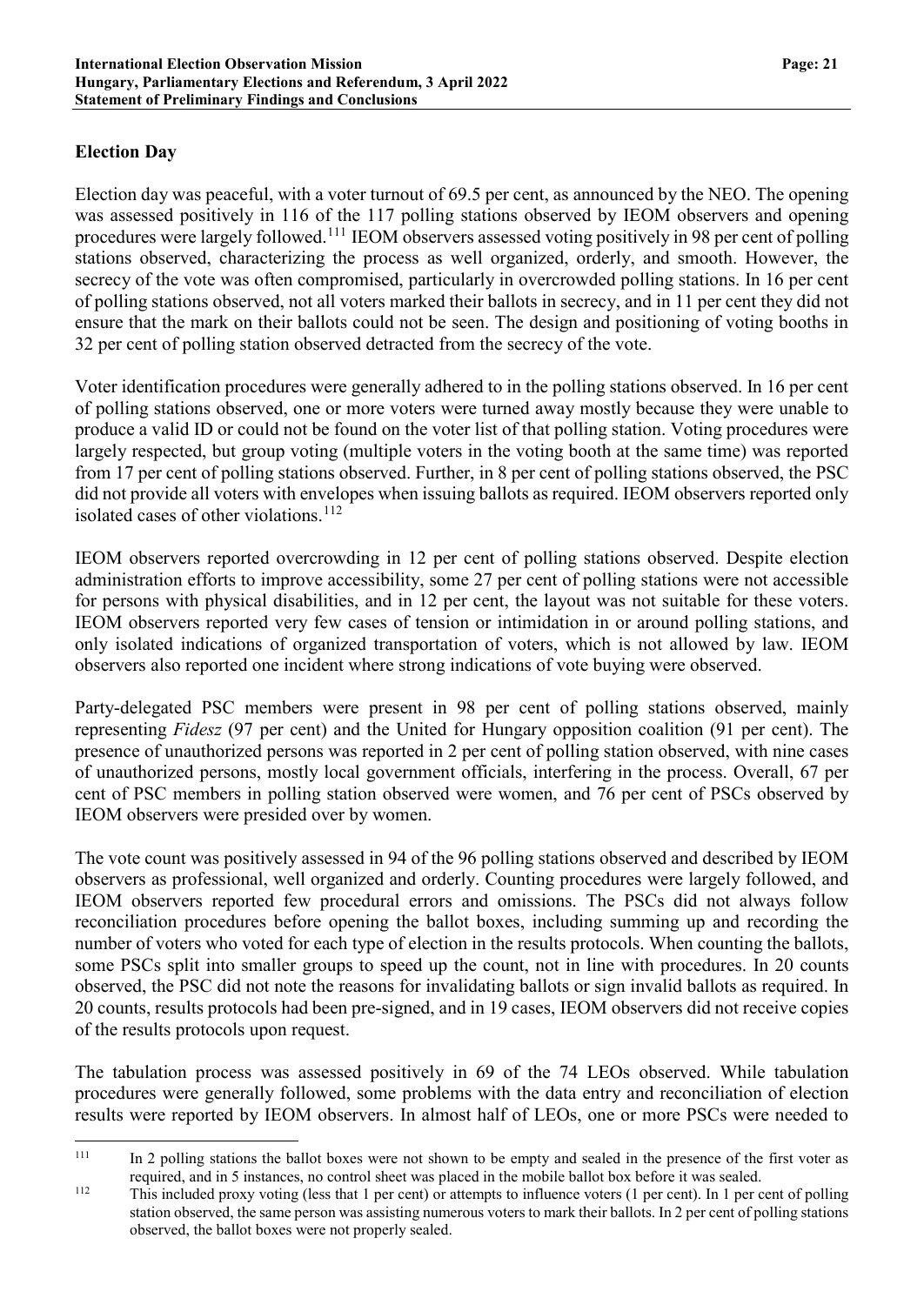## Election Day

Election day was peaceful, with a voter turnout of 69.5 per cent, as announced by the NEO. The opening was assessed positively in 116 of the 117 polling stations observed by IEOM observers and opening procedures were largely followed.[111] IEOM observers assessed voting positively in 98 per cent of polling stations observed, characterizing the process as well organized, orderly, and smooth. However, the secrecy of the vote was often compromised, particularly in overcrowded polling stations. In 16 per cent of polling stations observed, not all voters marked their ballots in secrecy, and in 11 per cent they did not ensure that the mark on their ballots could not be seen. The design and positioning of voting booths in 32 per cent of polling station observed detracted from the secrecy of the vote.

Voter identification procedures were generally adhered to in the polling stations observed. In 16 per cent of polling stations observed, one or more voters were turned away mostly because they were unable to produce a valid ID or could not be found on the voter list of that polling station. Voting procedures were largely respected, but group voting (multiple voters in the voting booth at the same time) was reported from 17 per cent of polling stations observed. Further, in 8 per cent of polling stations observed, the PSC did not provide all voters with envelopes when issuing ballots as required. IEOM observers reported only isolated cases of other violations.[112]

IEOM observers reported overcrowding in 12 per cent of polling stations observed. Despite election administration efforts to improve accessibility, some 27 per cent of polling stations were not accessible for persons with physical disabilities, and in 12 per cent, the layout was not suitable for these voters. IEOM observers reported very few cases of tension or intimidation in or around polling stations, and only isolated indications of organized transportation of voters, which is not allowed by law. IEOM observers also reported one incident where strong indications of vote buying were observed.

Party-delegated PSC members were present in 98 per cent of polling stations observed, mainly representing *Fidesz* (97 per cent) and the United for Hungary opposition coalition (91 per cent). The presence of unauthorized persons was reported in 2 per cent of polling station observed, with nine cases of unauthorized persons, mostly local government officials, interfering in the process. Overall, 67 per cent of PSC members in polling station observed were women, and 76 per cent of PSCs observed by IEOM observers were presided over by women.

The vote count was positively assessed in 94 of the 96 polling stations observed and described by IEOM observers as professional, well organized and orderly. Counting procedures were largely followed, and IEOM observers reported few procedural errors and omissions. The PSCs did not always follow reconciliation procedures before opening the ballot boxes, including summing up and recording the number of voters who voted for each type of election in the results protocols. When counting the ballots, some PSCs split into smaller groups to speed up the count, not in line with procedures. In 20 counts observed, the PSC did not note the reasons for invalidating ballots or sign invalid ballots as required. In 20 counts, results protocols had been pre-signed, and in 19 cases, IEOM observers did not receive copies of the results protocols upon request.

The tabulation process was assessed positively in 69 of the 74 LEOs observed. While tabulation procedures were generally followed, some problems with the data entry and reconciliation of election results were reported by IEOM observers. In almost half of LEOs, one or more PSCs were needed to

---

[111] In 2 polling stations the ballot boxes were not shown to be empty and sealed in the presence of the first voter as required, and in 5 instances, no control sheet was placed in the mobile ballot box before it was sealed.

[112] This included proxy voting (less that 1 per cent) or attempts to influence voters (1 per cent). In 1 per cent of polling station observed, the same person was assisting numerous voters to mark their ballots. In 2 per cent of polling stations observed, the ballot boxes were not properly sealed.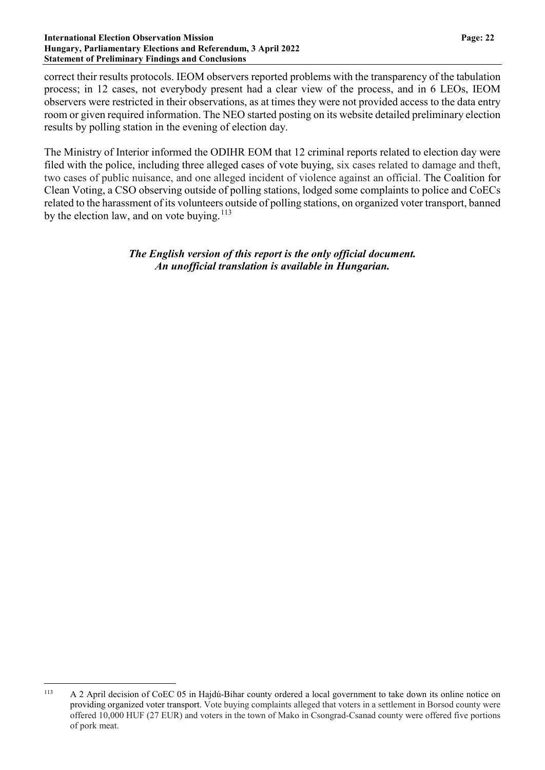correct their results protocols. IEOM observers reported problems with the transparency of the tabulation process; in 12 cases, not everybody present had a clear view of the process, and in 6 LEOs, IEOM observers were restricted in their observations, as at times they were not provided access to the data entry room or given required information. The NEO started posting on its website detailed preliminary election results by polling station in the evening of election day.

The Ministry of Interior informed the ODIHR EOM that 12 criminal reports related to election day were filed with the police, including three alleged cases of vote buying, six cases related to damage and theft, two cases of public nuisance, and one alleged incident of violence against an official. The Coalition for Clean Voting, a CSO observing outside of polling stations, lodged some complaints to police and CoECs related to the harassment of its volunteers outside of polling stations, on organized voter transport, banned by the election law, and on vote buying.[113]

***The English version of this report is the only official document.***
***An unofficial translation is available in Hungarian.***

---

[113] A 2 April decision of CoEC 05 in Hajdú-Bihar county ordered a local government to take down its online notice on providing organized voter transport. Vote buying complaints alleged that voters in a settlement in Borsod county were offered 10,000 HUF (27 EUR) and voters in the town of Mako in Csongrad-Csanad county were offered five portions of pork meat.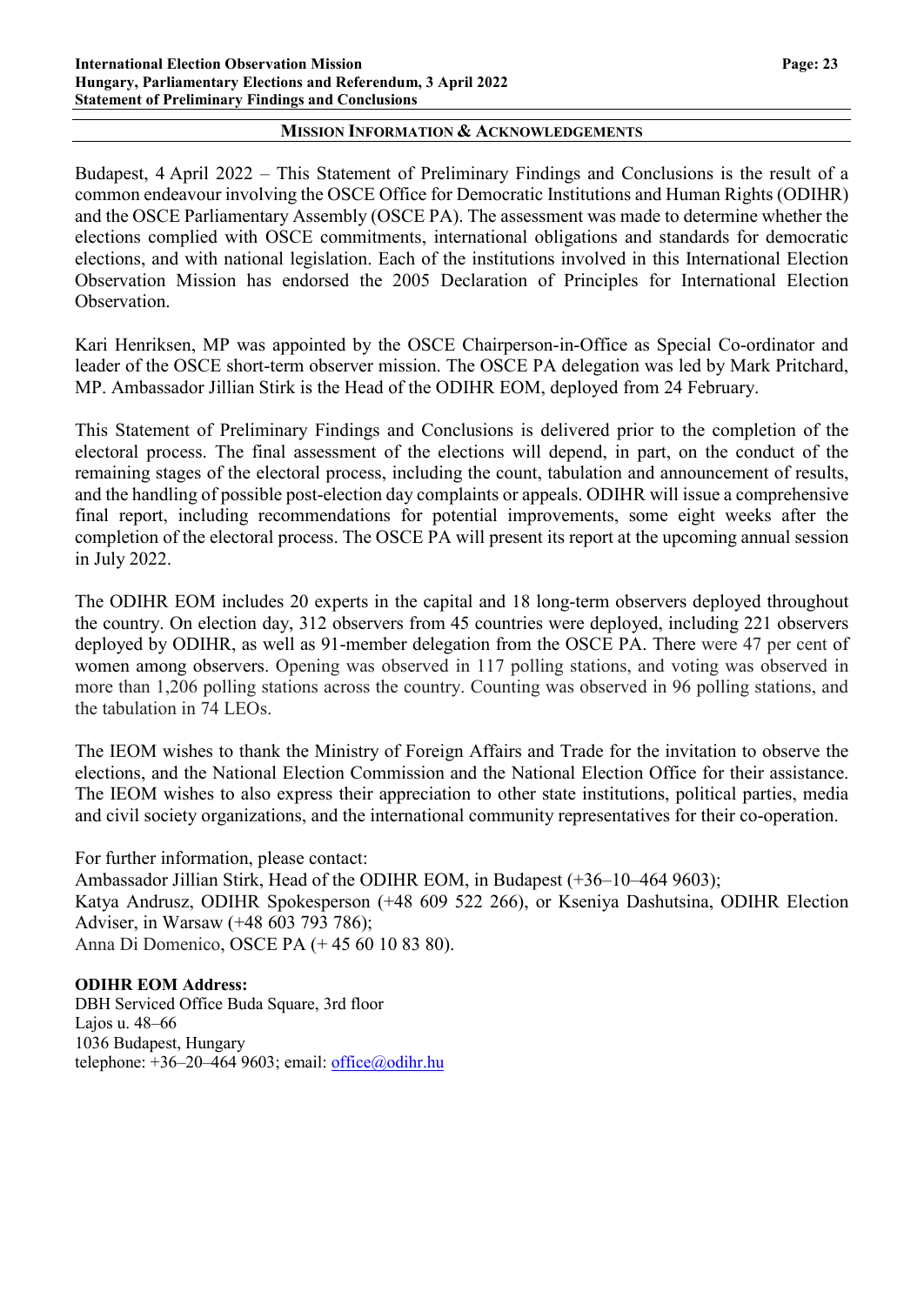## MISSION INFORMATION & ACKNOWLEDGEMENTS

Budapest, 4 April 2022 – This Statement of Preliminary Findings and Conclusions is the result of a common endeavour involving the OSCE Office for Democratic Institutions and Human Rights (ODIHR) and the OSCE Parliamentary Assembly (OSCE PA). The assessment was made to determine whether the elections complied with OSCE commitments, international obligations and standards for democratic elections, and with national legislation. Each of the institutions involved in this International Election Observation Mission has endorsed the 2005 Declaration of Principles for International Election Observation.

Kari Henriksen, MP was appointed by the OSCE Chairperson-in-Office as Special Co-ordinator and leader of the OSCE short-term observer mission. The OSCE PA delegation was led by Mark Pritchard, MP. Ambassador Jillian Stirk is the Head of the ODIHR EOM, deployed from 24 February.

This Statement of Preliminary Findings and Conclusions is delivered prior to the completion of the electoral process. The final assessment of the elections will depend, in part, on the conduct of the remaining stages of the electoral process, including the count, tabulation and announcement of results, and the handling of possible post-election day complaints or appeals. ODIHR will issue a comprehensive final report, including recommendations for potential improvements, some eight weeks after the completion of the electoral process. The OSCE PA will present its report at the upcoming annual session in July 2022.

The ODIHR EOM includes 20 experts in the capital and 18 long-term observers deployed throughout the country. On election day, 312 observers from 45 countries were deployed, including 221 observers deployed by ODIHR, as well as 91-member delegation from the OSCE PA. There were 47 per cent of women among observers. Opening was observed in 117 polling stations, and voting was observed in more than 1,206 polling stations across the country. Counting was observed in 96 polling stations, and the tabulation in 74 LEOs.

The IEOM wishes to thank the Ministry of Foreign Affairs and Trade for the invitation to observe the elections, and the National Election Commission and the National Election Office for their assistance. The IEOM wishes to also express their appreciation to other state institutions, political parties, media and civil society organizations, and the international community representatives for their co-operation.

For further information, please contact:
Ambassador Jillian Stirk, Head of the ODIHR EOM, in Budapest (+36–10–464 9603);
Katya Andrusz, ODIHR Spokesperson (+48 609 522 266), or Kseniya Dashutsina, ODIHR Election Adviser, in Warsaw (+48 603 793 786);
Anna Di Domenico, OSCE PA (+ 45 60 10 83 80).

**ODIHR EOM Address:**
DBH Serviced Office Buda Square, 3rd floor
Lajos u. 48–66
1036 Budapest, Hungary
telephone: +36–20–464 9603; email: office@odihr.hu